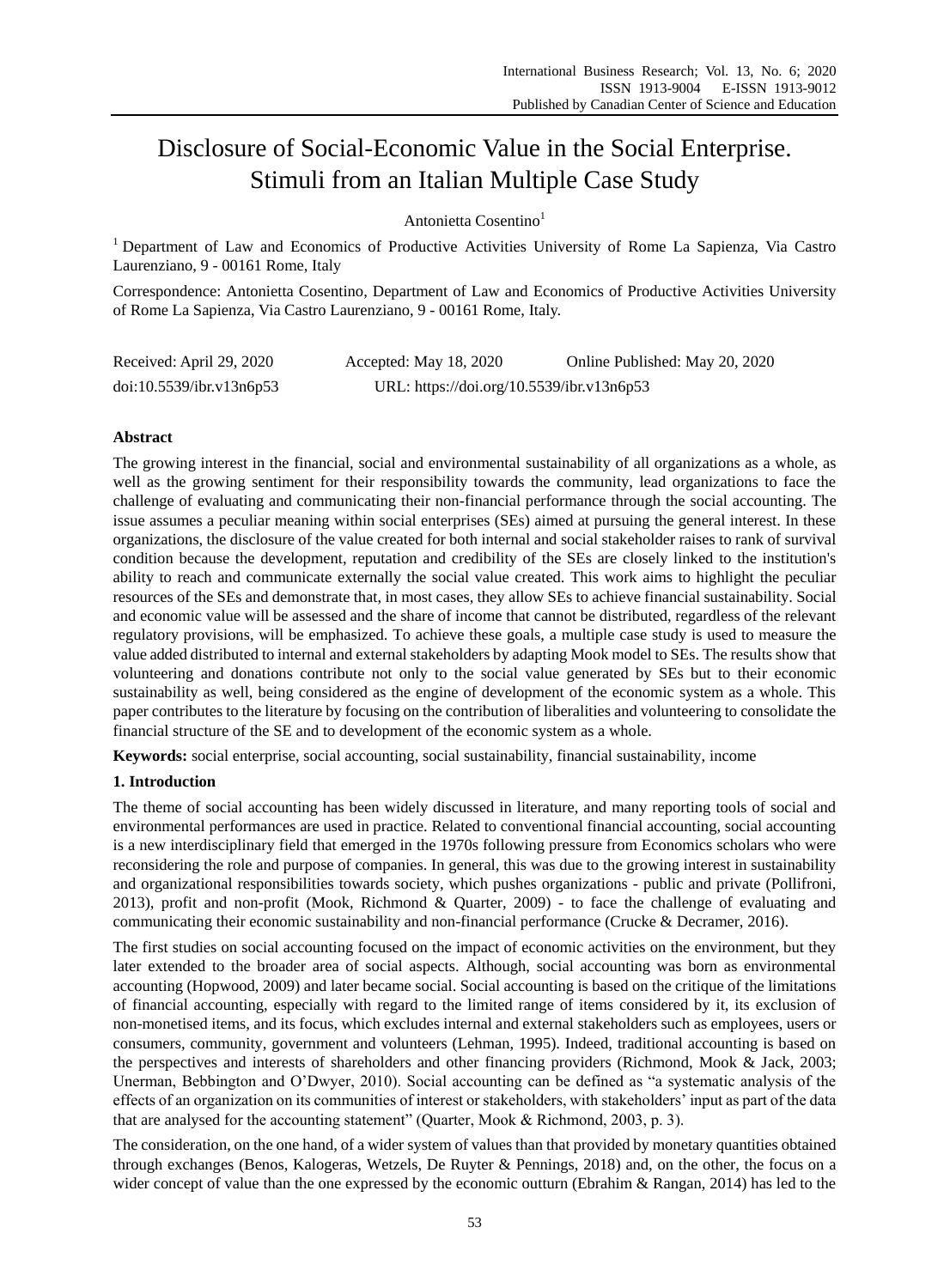# Disclosure of Social-Economic Value in the Social Enterprise. Stimuli from an Italian Multiple Case Study

Antonietta Cosentino[1]

[1] Department of Law and Economics of Productive Activities University of Rome La Sapienza, Via Castro Laurenziano, 9 - 00161 Rome, Italy

Correspondence: Antonietta Cosentino, Department of Law and Economics of Productive Activities University of Rome La Sapienza, Via Castro Laurenziano, 9 - 00161 Rome, Italy.

Received: April 29, 2020 Accepted: May 18, 2020 Online Published: May 20, 2020

doi:10.5539/ibr.v13n6p53 URL: https://doi.org/10.5539/ibr.v13n6p53

## Abstract

The growing interest in the financial, social and environmental sustainability of all organizations as a whole, as well as the growing sentiment for their responsibility towards the community, lead organizations to face the challenge of evaluating and communicating their non-financial performance through the social accounting. The issue assumes a peculiar meaning within social enterprises (SEs) aimed at pursuing the general interest. In these organizations, the disclosure of the value created for both internal and social stakeholder raises to rank of survival condition because the development, reputation and credibility of the SEs are closely linked to the institution's ability to reach and communicate externally the social value created. This work aims to highlight the peculiar resources of the SEs and demonstrate that, in most cases, they allow SEs to achieve financial sustainability. Social and economic value will be assessed and the share of income that cannot be distributed, regardless of the relevant regulatory provisions, will be emphasized. To achieve these goals, a multiple case study is used to measure the value added distributed to internal and external stakeholders by adapting Mook model to SEs. The results show that volunteering and donations contribute not only to the social value generated by SEs but to their economic sustainability as well, being considered as the engine of development of the economic system as a whole. This paper contributes to the literature by focusing on the contribution of liberalities and volunteering to consolidate the financial structure of the SE and to development of the economic system as a whole.

**Keywords:** social enterprise, social accounting, social sustainability, financial sustainability, income

## 1. Introduction

The theme of social accounting has been widely discussed in literature, and many reporting tools of social and environmental performances are used in practice. Related to conventional financial accounting, social accounting is a new interdisciplinary field that emerged in the 1970s following pressure from Economics scholars who were reconsidering the role and purpose of companies. In general, this was due to the growing interest in sustainability and organizational responsibilities towards society, which pushes organizations - public and private (Pollifroni, 2013), profit and non-profit (Mook, Richmond & Quarter, 2009) - to face the challenge of evaluating and communicating their economic sustainability and non-financial performance (Crucke & Decramer, 2016).

The first studies on social accounting focused on the impact of economic activities on the environment, but they later extended to the broader area of social aspects. Although, social accounting was born as environmental accounting (Hopwood, 2009) and later became social. Social accounting is based on the critique of the limitations of financial accounting, especially with regard to the limited range of items considered by it, its exclusion of non-monetised items, and its focus, which excludes internal and external stakeholders such as employees, users or consumers, community, government and volunteers (Lehman, 1995). Indeed, traditional accounting is based on the perspectives and interests of shareholders and other financing providers (Richmond, Mook & Jack, 2003; Unerman, Bebbington and O'Dwyer, 2010). Social accounting can be defined as "a systematic analysis of the effects of an organization on its communities of interest or stakeholders, with stakeholders' input as part of the data that are analysed for the accounting statement" (Quarter, Mook & Richmond, 2003, p. 3).

The consideration, on the one hand, of a wider system of values than that provided by monetary quantities obtained through exchanges (Benos, Kalogeras, Wetzels, De Ruyter & Pennings, 2018) and, on the other, the focus on a wider concept of value than the one expressed by the economic outturn (Ebrahim & Rangan, 2014) has led to the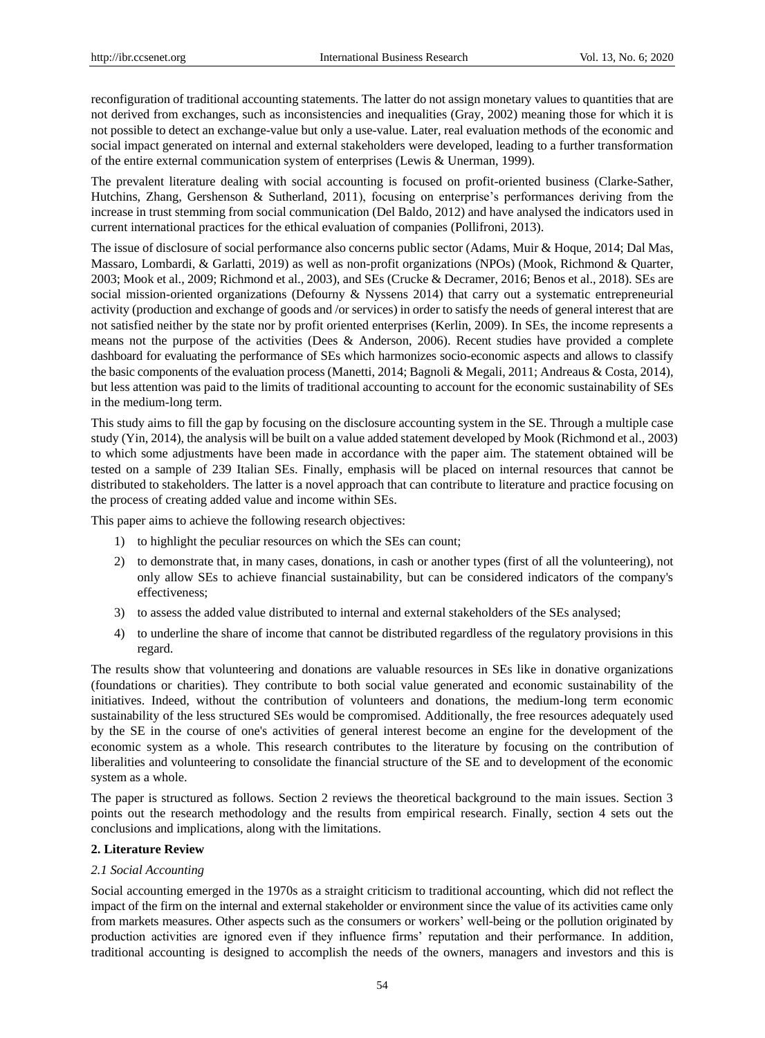reconfiguration of traditional accounting statements. The latter do not assign monetary values to quantities that are not derived from exchanges, such as inconsistencies and inequalities (Gray, 2002) meaning those for which it is not possible to detect an exchange-value but only a use-value. Later, real evaluation methods of the economic and social impact generated on internal and external stakeholders were developed, leading to a further transformation of the entire external communication system of enterprises (Lewis & Unerman, 1999).

The prevalent literature dealing with social accounting is focused on profit-oriented business (Clarke-Sather, Hutchins, Zhang, Gershenson & Sutherland, 2011), focusing on enterprise's performances deriving from the increase in trust stemming from social communication (Del Baldo, 2012) and have analysed the indicators used in current international practices for the ethical evaluation of companies (Pollifroni, 2013).

The issue of disclosure of social performance also concerns public sector (Adams, Muir & Hoque, 2014; Dal Mas, Massaro, Lombardi, & Garlatti, 2019) as well as non-profit organizations (NPOs) (Mook, Richmond & Quarter, 2003; Mook et al., 2009; Richmond et al., 2003), and SEs (Crucke & Decramer, 2016; Benos et al., 2018). SEs are social mission-oriented organizations (Defourny & Nyssens 2014) that carry out a systematic entrepreneurial activity (production and exchange of goods and /or services) in order to satisfy the needs of general interest that are not satisfied neither by the state nor by profit oriented enterprises (Kerlin, 2009). In SEs, the income represents a means not the purpose of the activities (Dees & Anderson, 2006). Recent studies have provided a complete dashboard for evaluating the performance of SEs which harmonizes socio-economic aspects and allows to classify the basic components of the evaluation process (Manetti, 2014; Bagnoli & Megali, 2011; Andreaus & Costa, 2014), but less attention was paid to the limits of traditional accounting to account for the economic sustainability of SEs in the medium-long term.

This study aims to fill the gap by focusing on the disclosure accounting system in the SE. Through a multiple case study (Yin, 2014), the analysis will be built on a value added statement developed by Mook (Richmond et al., 2003) to which some adjustments have been made in accordance with the paper aim. The statement obtained will be tested on a sample of 239 Italian SEs. Finally, emphasis will be placed on internal resources that cannot be distributed to stakeholders. The latter is a novel approach that can contribute to literature and practice focusing on the process of creating added value and income within SEs.

This paper aims to achieve the following research objectives:

1) to highlight the peculiar resources on which the SEs can count;
2) to demonstrate that, in many cases, donations, in cash or another types (first of all the volunteering), not only allow SEs to achieve financial sustainability, but can be considered indicators of the company's effectiveness;
3) to assess the added value distributed to internal and external stakeholders of the SEs analysed;
4) to underline the share of income that cannot be distributed regardless of the regulatory provisions in this regard.

The results show that volunteering and donations are valuable resources in SEs like in donative organizations (foundations or charities). They contribute to both social value generated and economic sustainability of the initiatives. Indeed, without the contribution of volunteers and donations, the medium-long term economic sustainability of the less structured SEs would be compromised. Additionally, the free resources adequately used by the SE in the course of one's activities of general interest become an engine for the development of the economic system as a whole. This research contributes to the literature by focusing on the contribution of liberalities and volunteering to consolidate the financial structure of the SE and to development of the economic system as a whole.

The paper is structured as follows. Section 2 reviews the theoretical background to the main issues. Section 3 points out the research methodology and the results from empirical research. Finally, section 4 sets out the conclusions and implications, along with the limitations.

## 2. Literature Review

### *2.1 Social Accounting*

Social accounting emerged in the 1970s as a straight criticism to traditional accounting, which did not reflect the impact of the firm on the internal and external stakeholder or environment since the value of its activities came only from markets measures. Other aspects such as the consumers or workers' well-being or the pollution originated by production activities are ignored even if they influence firms' reputation and their performance. In addition, traditional accounting is designed to accomplish the needs of the owners, managers and investors and this is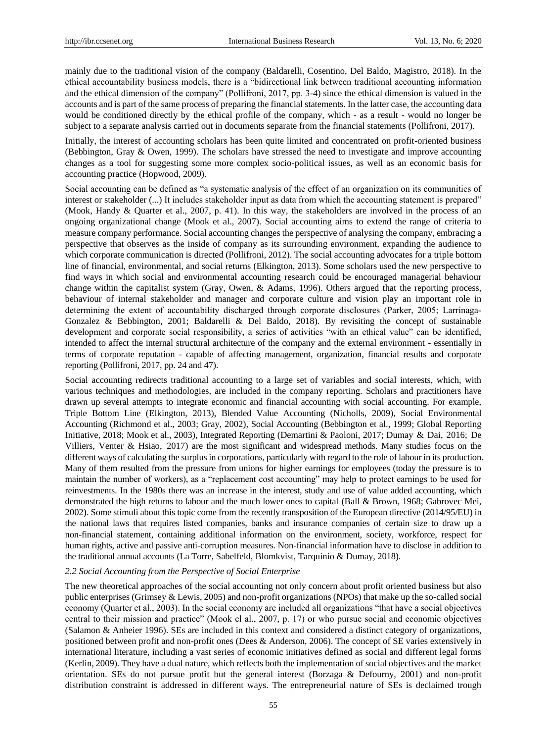mainly due to the traditional vision of the company (Baldarelli, Cosentino, Del Baldo, Magistro, 2018). In the ethical accountability business models, there is a "bidirectional link between traditional accounting information and the ethical dimension of the company" (Pollifroni, 2017, pp. 3-4) since the ethical dimension is valued in the accounts and is part of the same process of preparing the financial statements. In the latter case, the accounting data would be conditioned directly by the ethical profile of the company, which - as a result - would no longer be subject to a separate analysis carried out in documents separate from the financial statements (Pollifroni, 2017).

Initially, the interest of accounting scholars has been quite limited and concentrated on profit-oriented business (Bebbington, Gray & Owen, 1999). The scholars have stressed the need to investigate and improve accounting changes as a tool for suggesting some more complex socio-political issues, as well as an economic basis for accounting practice (Hopwood, 2009).

Social accounting can be defined as "a systematic analysis of the effect of an organization on its communities of interest or stakeholder (...) It includes stakeholder input as data from which the accounting statement is prepared" (Mook, Handy & Quarter et al., 2007, p. 41). In this way, the stakeholders are involved in the process of an ongoing organizational change (Mook et al., 2007). Social accounting aims to extend the range of criteria to measure company performance. Social accounting changes the perspective of analysing the company, embracing a perspective that observes as the inside of company as its surrounding environment, expanding the audience to which corporate communication is directed (Pollifroni, 2012). The social accounting advocates for a triple bottom line of financial, environmental, and social returns (Elkington, 2013). Some scholars used the new perspective to find ways in which social and environmental accounting research could be encouraged managerial behaviour change within the capitalist system (Gray, Owen, & Adams, 1996). Others argued that the reporting process, behaviour of internal stakeholder and manager and corporate culture and vision play an important role in determining the extent of accountability discharged through corporate disclosures (Parker, 2005; Larrinaga-Gonzalez & Bebbington, 2001; Baldarelli & Del Baldo, 2018). By revisiting the concept of sustainable development and corporate social responsibility, a series of activities "with an ethical value" can be identified, intended to affect the internal structural architecture of the company and the external environment - essentially in terms of corporate reputation - capable of affecting management, organization, financial results and corporate reporting (Pollifroni, 2017, pp. 24 and 47).

Social accounting redirects traditional accounting to a large set of variables and social interests, which, with various techniques and methodologies, are included in the company reporting. Scholars and practitioners have drawn up several attempts to integrate economic and financial accounting with social accounting. For example, Triple Bottom Line (Elkington, 2013), Blended Value Accounting (Nicholls, 2009), Social Environmental Accounting (Richmond et al., 2003; Gray, 2002), Social Accounting (Bebbington et al., 1999; Global Reporting Initiative, 2018; Mook et al., 2003), Integrated Reporting (Demartini & Paoloni, 2017; Dumay & Dai, 2016; De Villiers, Venter & Hsiao, 2017) are the most significant and widespread methods. Many studies focus on the different ways of calculating the surplus in corporations, particularly with regard to the role of labour in its production. Many of them resulted from the pressure from unions for higher earnings for employees (today the pressure is to maintain the number of workers), as a "replacement cost accounting" may help to protect earnings to be used for reinvestments. In the 1980s there was an increase in the interest, study and use of value added accounting, which demonstrated the high returns to labour and the much lower ones to capital (Ball & Brown, 1968; Gabrovec Mei, 2002). Some stimuli about this topic come from the recently transposition of the European directive (2014/95/EU) in the national laws that requires listed companies, banks and insurance companies of certain size to draw up a non-financial statement, containing additional information on the environment, society, workforce, respect for human rights, active and passive anti-corruption measures. Non-financial information have to disclose in addition to the traditional annual accounts (La Torre, Sabelfeld, Blomkvist, Tarquinio & Dumay, 2018).

### *2.2 Social Accounting from the Perspective of Social Enterprise*

The new theoretical approaches of the social accounting not only concern about profit oriented business but also public enterprises (Grimsey & Lewis, 2005) and non-profit organizations (NPOs) that make up the so-called social economy (Quarter et al., 2003). In the social economy are included all organizations "that have a social objectives central to their mission and practice" (Mook el al., 2007, p. 17) or who pursue social and economic objectives (Salamon & Anheier 1996). SEs are included in this context and considered a distinct category of organizations, positioned between profit and non-profit ones (Dees & Anderson, 2006). The concept of SE varies extensively in international literature, including a vast series of economic initiatives defined as social and different legal forms (Kerlin, 2009). They have a dual nature, which reflects both the implementation of social objectives and the market orientation. SEs do not pursue profit but the general interest (Borzaga & Defourny, 2001) and non-profit distribution constraint is addressed in different ways. The entrepreneurial nature of SEs is declaimed trough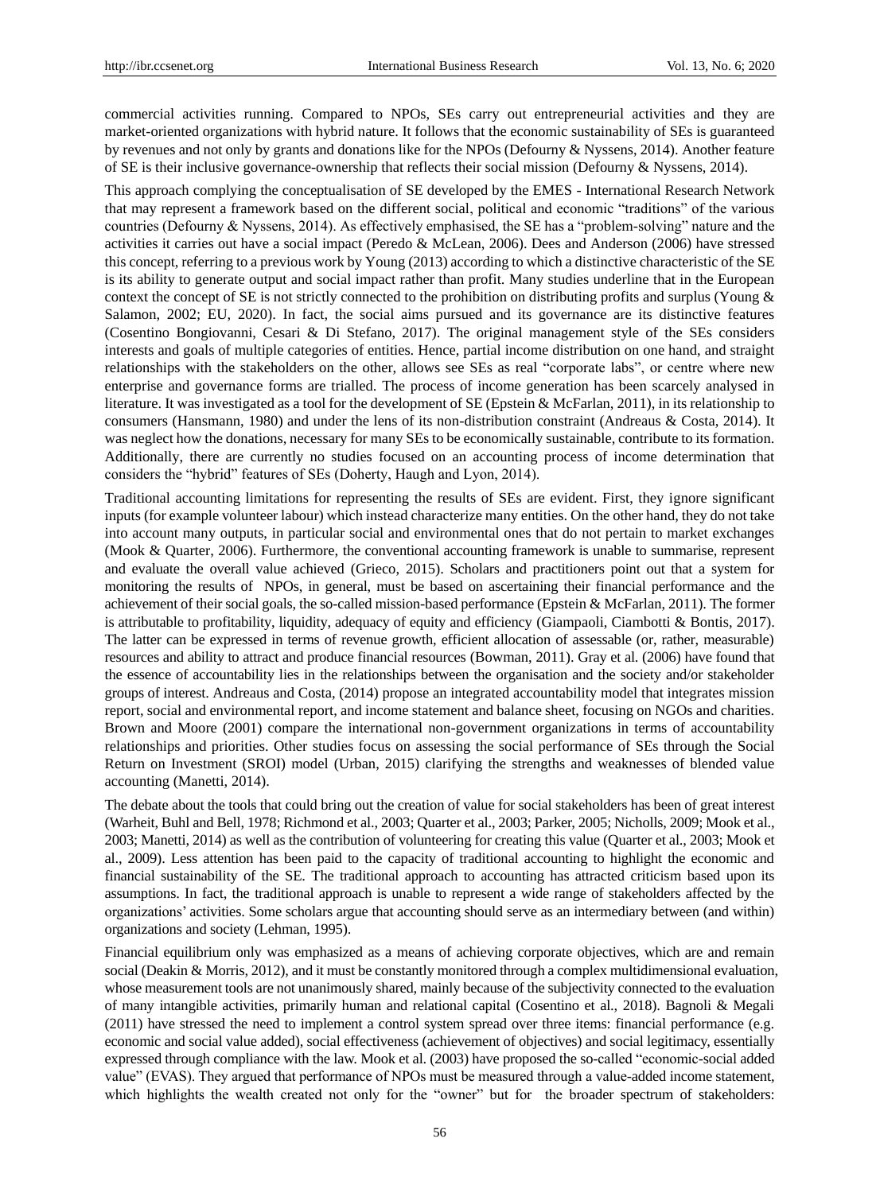commercial activities running. Compared to NPOs, SEs carry out entrepreneurial activities and they are market-oriented organizations with hybrid nature. It follows that the economic sustainability of SEs is guaranteed by revenues and not only by grants and donations like for the NPOs (Defourny & Nyssens, 2014). Another feature of SE is their inclusive governance-ownership that reflects their social mission (Defourny & Nyssens, 2014).

This approach complying the conceptualisation of SE developed by the EMES - International Research Network that may represent a framework based on the different social, political and economic "traditions" of the various countries (Defourny & Nyssens, 2014). As effectively emphasised, the SE has a "problem-solving" nature and the activities it carries out have a social impact (Peredo & McLean, 2006). Dees and Anderson (2006) have stressed this concept, referring to a previous work by Young (2013) according to which a distinctive characteristic of the SE is its ability to generate output and social impact rather than profit. Many studies underline that in the European context the concept of SE is not strictly connected to the prohibition on distributing profits and surplus (Young & Salamon, 2002; EU, 2020). In fact, the social aims pursued and its governance are its distinctive features (Cosentino Bongiovanni, Cesari & Di Stefano, 2017). The original management style of the SEs considers interests and goals of multiple categories of entities. Hence, partial income distribution on one hand, and straight relationships with the stakeholders on the other, allows see SEs as real "corporate labs", or centre where new enterprise and governance forms are trialled. The process of income generation has been scarcely analysed in literature. It was investigated as a tool for the development of SE (Epstein & McFarlan, 2011), in its relationship to consumers (Hansmann, 1980) and under the lens of its non-distribution constraint (Andreaus & Costa, 2014). It was neglect how the donations, necessary for many SEs to be economically sustainable, contribute to its formation. Additionally, there are currently no studies focused on an accounting process of income determination that considers the "hybrid" features of SEs (Doherty, Haugh and Lyon, 2014).

Traditional accounting limitations for representing the results of SEs are evident. First, they ignore significant inputs (for example volunteer labour) which instead characterize many entities. On the other hand, they do not take into account many outputs, in particular social and environmental ones that do not pertain to market exchanges (Mook & Quarter, 2006). Furthermore, the conventional accounting framework is unable to summarise, represent and evaluate the overall value achieved (Grieco, 2015). Scholars and practitioners point out that a system for monitoring the results of NPOs, in general, must be based on ascertaining their financial performance and the achievement of their social goals, the so-called mission-based performance (Epstein & McFarlan, 2011). The former is attributable to profitability, liquidity, adequacy of equity and efficiency (Giampaoli, Ciambotti & Bontis, 2017). The latter can be expressed in terms of revenue growth, efficient allocation of assessable (or, rather, measurable) resources and ability to attract and produce financial resources (Bowman, 2011). Gray et al. (2006) have found that the essence of accountability lies in the relationships between the organisation and the society and/or stakeholder groups of interest. Andreaus and Costa, (2014) propose an integrated accountability model that integrates mission report, social and environmental report, and income statement and balance sheet, focusing on NGOs and charities. Brown and Moore (2001) compare the international non-government organizations in terms of accountability relationships and priorities. Other studies focus on assessing the social performance of SEs through the Social Return on Investment (SROI) model (Urban, 2015) clarifying the strengths and weaknesses of blended value accounting (Manetti, 2014).

The debate about the tools that could bring out the creation of value for social stakeholders has been of great interest (Warheit, Buhl and Bell, 1978; Richmond et al., 2003; Quarter et al., 2003; Parker, 2005; Nicholls, 2009; Mook et al., 2003; Manetti, 2014) as well as the contribution of volunteering for creating this value (Quarter et al., 2003; Mook et al., 2009). Less attention has been paid to the capacity of traditional accounting to highlight the economic and financial sustainability of the SE. The traditional approach to accounting has attracted criticism based upon its assumptions. In fact, the traditional approach is unable to represent a wide range of stakeholders affected by the organizations' activities. Some scholars argue that accounting should serve as an intermediary between (and within) organizations and society (Lehman, 1995).

Financial equilibrium only was emphasized as a means of achieving corporate objectives, which are and remain social (Deakin & Morris, 2012), and it must be constantly monitored through a complex multidimensional evaluation, whose measurement tools are not unanimously shared, mainly because of the subjectivity connected to the evaluation of many intangible activities, primarily human and relational capital (Cosentino et al., 2018). Bagnoli & Megali (2011) have stressed the need to implement a control system spread over three items: financial performance (e.g. economic and social value added), social effectiveness (achievement of objectives) and social legitimacy, essentially expressed through compliance with the law. Mook et al. (2003) have proposed the so-called "economic-social added value" (EVAS). They argued that performance of NPOs must be measured through a value-added income statement, which highlights the wealth created not only for the "owner" but for the broader spectrum of stakeholders: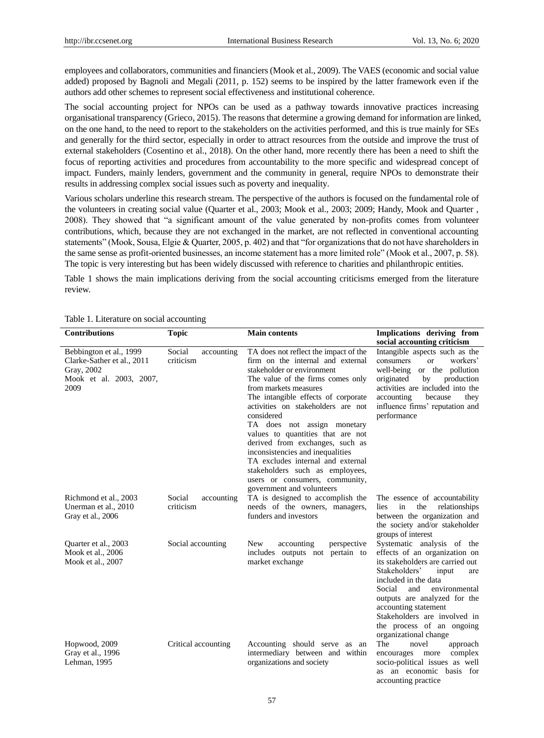employees and collaborators, communities and financiers (Mook et al., 2009). The VAES (economic and social value added) proposed by Bagnoli and Megali (2011, p. 152) seems to be inspired by the latter framework even if the authors add other schemes to represent social effectiveness and institutional coherence.

The social accounting project for NPOs can be used as a pathway towards innovative practices increasing organisational transparency (Grieco, 2015). The reasons that determine a growing demand for information are linked, on the one hand, to the need to report to the stakeholders on the activities performed, and this is true mainly for SEs and generally for the third sector, especially in order to attract resources from the outside and improve the trust of external stakeholders (Cosentino et al., 2018). On the other hand, more recently there has been a need to shift the focus of reporting activities and procedures from accountability to the more specific and widespread concept of impact. Funders, mainly lenders, government and the community in general, require NPOs to demonstrate their results in addressing complex social issues such as poverty and inequality.

Various scholars underline this research stream. The perspective of the authors is focused on the fundamental role of the volunteers in creating social value (Quarter et al., 2003; Mook et al., 2003; 2009; Handy, Mook and Quarter , 2008). They showed that "a significant amount of the value generated by non-profits comes from volunteer contributions, which, because they are not exchanged in the market, are not reflected in conventional accounting statements" (Mook, Sousa, Elgie & Quarter, 2005, p. 402) and that "for organizations that do not have shareholders in the same sense as profit-oriented businesses, an income statement has a more limited role" (Mook et al., 2007, p. 58). The topic is very interesting but has been widely discussed with reference to charities and philanthropic entities.

Table 1 shows the main implications deriving from the social accounting criticisms emerged from the literature review.

Table 1. Literature on social accounting

| Contributions | Topic | Main contents | Implications deriving from social accounting criticism |
|---|---|---|---|
| Bebbington et al., 1999<br>Clarke-Sather et al., 2011<br>Gray, 2002<br>Mook et al. 2003, 2007, 2009 | Social accounting criticism | TA does not reflect the impact of the firm on the internal and external stakeholder or environment<br>The value of the firms comes only from markets measures<br>The intangible effects of corporate activities on stakeholders are not considered<br>TA does not assign monetary values to quantities that are not derived from exchanges, such as inconsistencies and inequalities<br>TA excludes internal and external stakeholders such as employees, users or consumers, community, government and volunteers | Intangible aspects such as the consumers or workers' well-being or the pollution originated by production activities are included into the accounting because they influence firms' reputation and performance |
| Richmond et al., 2003<br>Unerman et al., 2010<br>Gray et al., 2006 | Social accounting criticism | TA is designed to accomplish the needs of the owners, managers, funders and investors | The essence of accountability lies in the relationships between the organization and the society and/or stakeholder groups of interest |
| Quarter et al., 2003<br>Mook et al., 2006<br>Mook et al., 2007 | Social accounting | New accounting perspective includes outputs not pertain to market exchange | Systematic analysis of the effects of an organization on its stakeholders are carried out<br>Stakeholders' input are included in the data<br>Social and environmental outputs are analyzed for the accounting statement<br>Stakeholders are involved in the process of an ongoing organizational change |
| Hopwood, 2009<br>Gray et al., 1996<br>Lehman, 1995 | Critical accounting | Accounting should serve as an intermediary between and within organizations and society | The novel approach encourages more complex socio-political issues as well as an economic basis for accounting practice |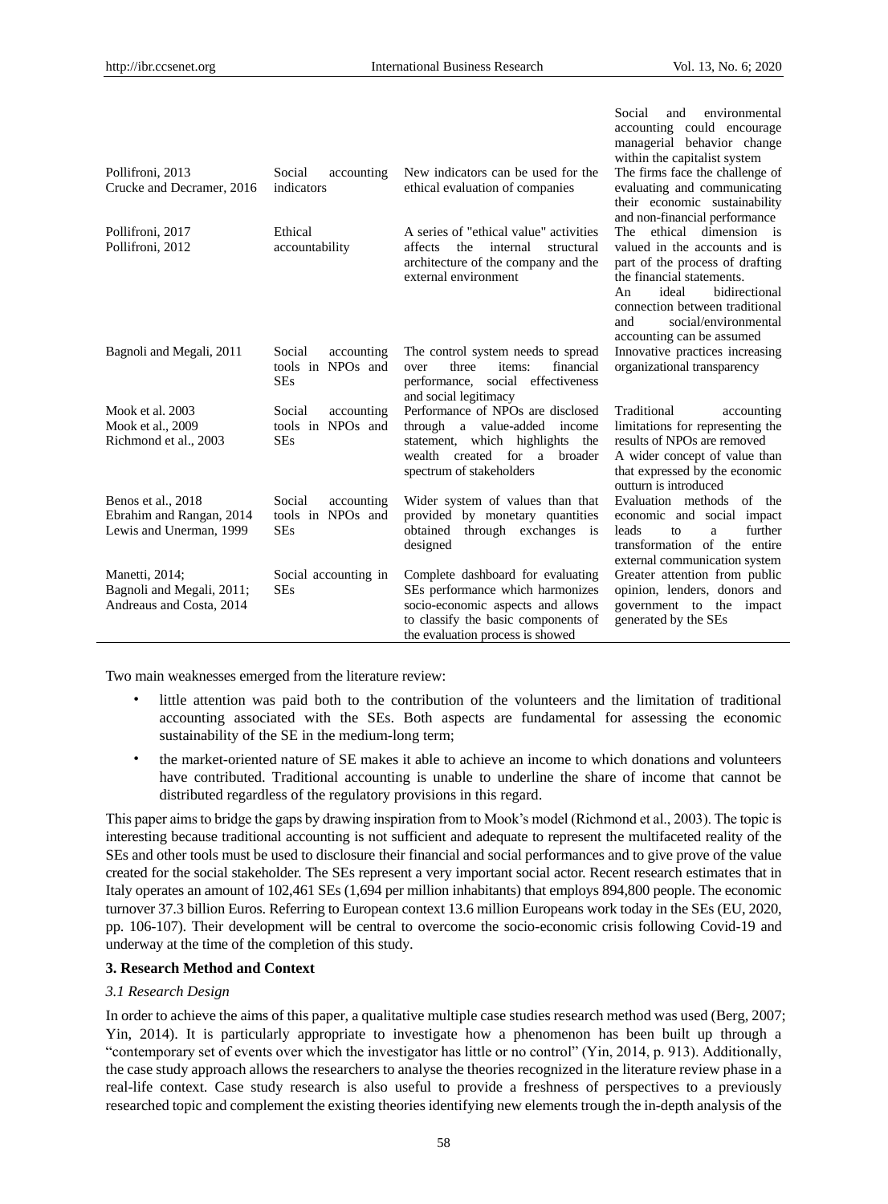| | | | Social and environmental accounting could encourage managerial behavior change within the capitalist system |
|---|---|---|---|
| Pollifroni, 2013<br>Crucke and Decramer, 2016 | Social accounting indicators | New indicators can be used for the ethical evaluation of companies | The firms face the challenge of evaluating and communicating their economic sustainability and non-financial performance |
| Pollifroni, 2017<br>Pollifroni, 2012 | Ethical accountability | A series of "ethical value" activities affects the internal structural architecture of the company and the external environment | The ethical dimension is valued in the accounts and is part of the process of drafting the financial statements.<br>An ideal bidirectional connection between traditional and social/environmental accounting can be assumed |
| Bagnoli and Megali, 2011 | Social accounting tools in NPOs and SEs | The control system needs to spread over three items: financial performance, social effectiveness and social legitimacy | Innovative practices increasing organizational transparency |
| Mook et al. 2003<br>Mook et al., 2009<br>Richmond et al., 2003 | Social accounting tools in NPOs and SEs | Performance of NPOs are disclosed through a value-added income statement, which highlights the wealth created for a broader spectrum of stakeholders | Traditional accounting limitations for representing the results of NPOs are removed<br>A wider concept of value than that expressed by the economic outturn is introduced |
| Benos et al., 2018<br>Ebrahim and Rangan, 2014<br>Lewis and Unerman, 1999 | Social accounting tools in NPOs and SEs | Wider system of values than that provided by monetary quantities obtained through exchanges is designed | Evaluation methods of the economic and social impact leads to a further transformation of the entire external communication system |
| Manetti, 2014;<br>Bagnoli and Megali, 2011;<br>Andreaus and Costa, 2014 | Social accounting in SEs | Complete dashboard for evaluating SEs performance which harmonizes socio-economic aspects and allows to classify the basic components of the evaluation process is showed | Greater attention from public opinion, lenders, donors and government to the impact generated by the SEs |

Two main weaknesses emerged from the literature review:

- little attention was paid both to the contribution of the volunteers and the limitation of traditional accounting associated with the SEs. Both aspects are fundamental for assessing the economic sustainability of the SE in the medium-long term;
- the market-oriented nature of SE makes it able to achieve an income to which donations and volunteers have contributed. Traditional accounting is unable to underline the share of income that cannot be distributed regardless of the regulatory provisions in this regard.

This paper aims to bridge the gaps by drawing inspiration from to Mook's model (Richmond et al., 2003). The topic is interesting because traditional accounting is not sufficient and adequate to represent the multifaceted reality of the SEs and other tools must be used to disclosure their financial and social performances and to give prove of the value created for the social stakeholder. The SEs represent a very important social actor. Recent research estimates that in Italy operates an amount of 102,461 SEs (1,694 per million inhabitants) that employs 894,800 people. The economic turnover 37.3 billion Euros. Referring to European context 13.6 million Europeans work today in the SEs (EU, 2020, pp. 106-107). Their development will be central to overcome the socio-economic crisis following Covid-19 and underway at the time of the completion of this study.

## 3. Research Method and Context

### *3.1 Research Design*

In order to achieve the aims of this paper, a qualitative multiple case studies research method was used (Berg, 2007; Yin, 2014). It is particularly appropriate to investigate how a phenomenon has been built up through a "contemporary set of events over which the investigator has little or no control" (Yin, 2014, p. 913). Additionally, the case study approach allows the researchers to analyse the theories recognized in the literature review phase in a real-life context. Case study research is also useful to provide a freshness of perspectives to a previously researched topic and complement the existing theories identifying new elements trough the in-depth analysis of the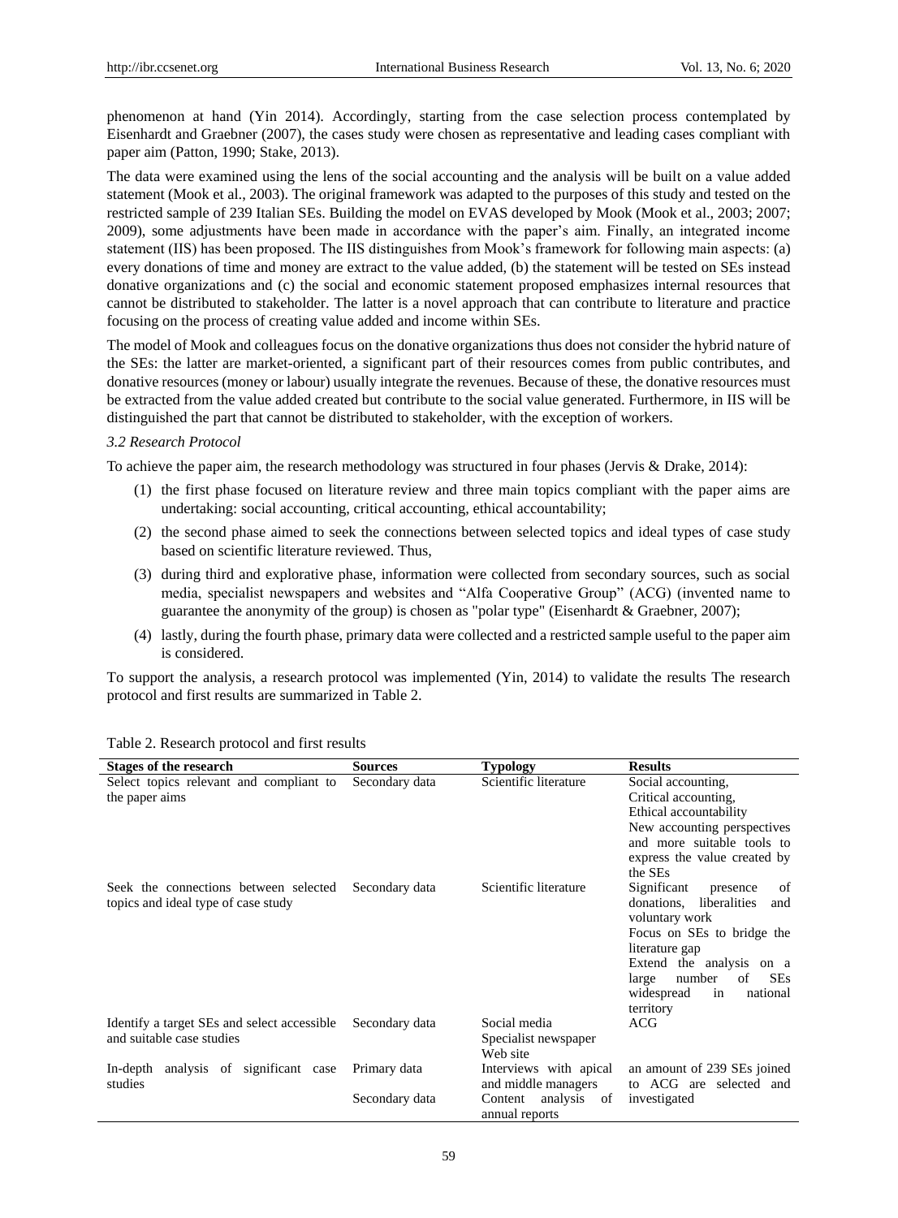phenomenon at hand (Yin 2014). Accordingly, starting from the case selection process contemplated by Eisenhardt and Graebner (2007), the cases study were chosen as representative and leading cases compliant with paper aim (Patton, 1990; Stake, 2013).

The data were examined using the lens of the social accounting and the analysis will be built on a value added statement (Mook et al., 2003). The original framework was adapted to the purposes of this study and tested on the restricted sample of 239 Italian SEs. Building the model on EVAS developed by Mook (Mook et al., 2003; 2007; 2009), some adjustments have been made in accordance with the paper's aim. Finally, an integrated income statement (IIS) has been proposed. The IIS distinguishes from Mook's framework for following main aspects: (a) every donations of time and money are extract to the value added, (b) the statement will be tested on SEs instead donative organizations and (c) the social and economic statement proposed emphasizes internal resources that cannot be distributed to stakeholder. The latter is a novel approach that can contribute to literature and practice focusing on the process of creating value added and income within SEs.

The model of Mook and colleagues focus on the donative organizations thus does not consider the hybrid nature of the SEs: the latter are market-oriented, a significant part of their resources comes from public contributes, and donative resources (money or labour) usually integrate the revenues. Because of these, the donative resources must be extracted from the value added created but contribute to the social value generated. Furthermore, in IIS will be distinguished the part that cannot be distributed to stakeholder, with the exception of workers.

### 3.2 Research Protocol

To achieve the paper aim, the research methodology was structured in four phases (Jervis & Drake, 2014):

(1) the first phase focused on literature review and three main topics compliant with the paper aims are undertaking: social accounting, critical accounting, ethical accountability;

(2) the second phase aimed to seek the connections between selected topics and ideal types of case study based on scientific literature reviewed. Thus,

(3) during third and explorative phase, information were collected from secondary sources, such as social media, specialist newspapers and websites and "Alfa Cooperative Group" (ACG) (invented name to guarantee the anonymity of the group) is chosen as "polar type" (Eisenhardt & Graebner, 2007);

(4) lastly, during the fourth phase, primary data were collected and a restricted sample useful to the paper aim is considered.

To support the analysis, a research protocol was implemented (Yin, 2014) to validate the results The research protocol and first results are summarized in Table 2.

Table 2. Research protocol and first results

| Stages of the research | Sources | Typology | Results |
|---|---|---|---|
| Select topics relevant and compliant to the paper aims | Secondary data | Scientific literature | Social accounting, Critical accounting, Ethical accountability New accounting perspectives and more suitable tools to express the value created by the SEs |
| Seek the connections between selected topics and ideal type of case study | Secondary data | Scientific literature | Significant presence of donations, liberalities and voluntary work Focus on SEs to bridge the literature gap Extend the analysis on a large number of SEs widespread in national territory |
| Identify a target SEs and select accessible and suitable case studies | Secondary data | Social media Specialist newspaper Web site | ACG |
| In-depth analysis of significant case studies | Primary data | Interviews with apical and middle managers | an amount of 239 SEs joined to ACG are selected and investigated |
| | Secondary data | Content analysis of annual reports | |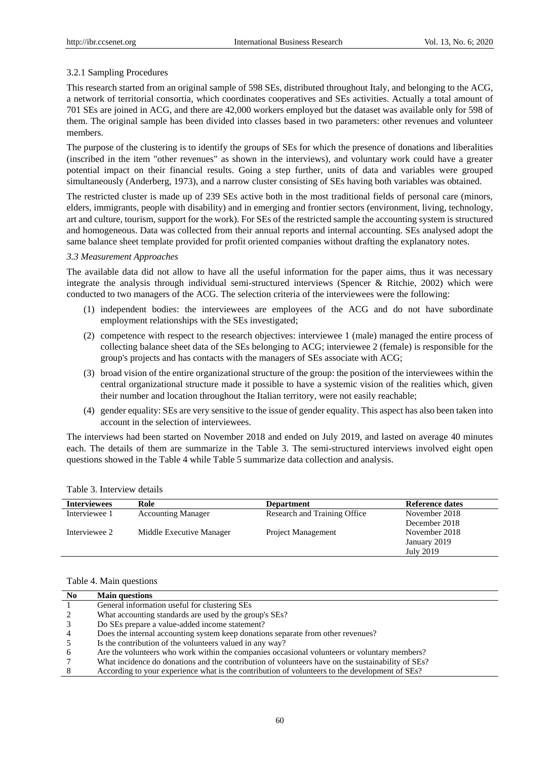#### 3.2.1 Sampling Procedures

This research started from an original sample of 598 SEs, distributed throughout Italy, and belonging to the ACG, a network of territorial consortia, which coordinates cooperatives and SEs activities. Actually a total amount of 701 SEs are joined in ACG, and there are 42,000 workers employed but the dataset was available only for 598 of them. The original sample has been divided into classes based in two parameters: other revenues and volunteer members.

The purpose of the clustering is to identify the groups of SEs for which the presence of donations and liberalities (inscribed in the item "other revenues" as shown in the interviews), and voluntary work could have a greater potential impact on their financial results. Going a step further, units of data and variables were grouped simultaneously (Anderberg, 1973), and a narrow cluster consisting of SEs having both variables was obtained.

The restricted cluster is made up of 239 SEs active both in the most traditional fields of personal care (minors, elders, immigrants, people with disability) and in emerging and frontier sectors (environment, living, technology, art and culture, tourism, support for the work). For SEs of the restricted sample the accounting system is structured and homogeneous. Data was collected from their annual reports and internal accounting. SEs analysed adopt the same balance sheet template provided for profit oriented companies without drafting the explanatory notes.

### *3.3 Measurement Approaches*

The available data did not allow to have all the useful information for the paper aims, thus it was necessary integrate the analysis through individual semi-structured interviews (Spencer & Ritchie, 2002) which were conducted to two managers of the ACG. The selection criteria of the interviewees were the following:

(1) independent bodies: the interviewees are employees of the ACG and do not have subordinate employment relationships with the SEs investigated;

(2) competence with respect to the research objectives: interviewee 1 (male) managed the entire process of collecting balance sheet data of the SEs belonging to ACG; interviewee 2 (female) is responsible for the group's projects and has contacts with the managers of SEs associate with ACG;

(3) broad vision of the entire organizational structure of the group: the position of the interviewees within the central organizational structure made it possible to have a systemic vision of the realities which, given their number and location throughout the Italian territory, were not easily reachable;

(4) gender equality: SEs are very sensitive to the issue of gender equality. This aspect has also been taken into account in the selection of interviewees.

The interviews had been started on November 2018 and ended on July 2019, and lasted on average 40 minutes each. The details of them are summarize in the Table 3. The semi-structured interviews involved eight open questions showed in the Table 4 while Table 5 summarize data collection and analysis.

Table 3. Interview details

| Interviewees | Role | Department | Reference dates |
|---|---|---|---|
| Interviewee 1 | Accounting Manager | Research and Training Office | November 2018<br>December 2018 |
| Interviewee 2 | Middle Executive Manager | Project Management | November 2018<br>January 2019<br>July 2019 |

Table 4. Main questions

| No | Main questions |
|---|---|
| 1 | General information useful for clustering SEs |
| 2 | What accounting standards are used by the group's SEs? |
| 3 | Do SEs prepare a value-added income statement? |
| 4 | Does the internal accounting system keep donations separate from other revenues? |
| 5 | Is the contribution of the volunteers valued in any way? |
| 6 | Are the volunteers who work within the companies occasional volunteers or voluntary members? |
| 7 | What incidence do donations and the contribution of volunteers have on the sustainability of SEs? |
| 8 | According to your experience what is the contribution of volunteers to the development of SEs? |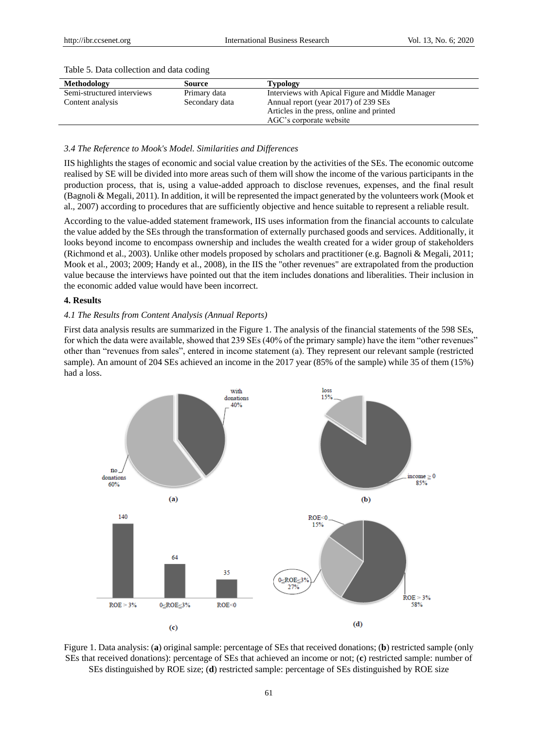Table 5. Data collection and data coding

| Methodology | Source | Typology |
|---|---|---|
| Semi-structured interviews | Primary data | Interviews with Apical Figure and Middle Manager |
| Content analysis | Secondary data | Annual report (year 2017) of 239 SEs |
| | | Articles in the press, online and printed |
| | | AGC's corporate website |

### *3.4 The Reference to Mook's Model. Similarities and Differences*

IIS highlights the stages of economic and social value creation by the activities of the SEs. The economic outcome realised by SE will be divided into more areas such of them will show the income of the various participants in the production process, that is, using a value-added approach to disclose revenues, expenses, and the final result (Bagnoli & Megali, 2011). In addition, it will be represented the impact generated by the volunteers work (Mook et al., 2007) according to procedures that are sufficiently objective and hence suitable to represent a reliable result.

According to the value-added statement framework, IIS uses information from the financial accounts to calculate the value added by the SEs through the transformation of externally purchased goods and services. Additionally, it looks beyond income to encompass ownership and includes the wealth created for a wider group of stakeholders (Richmond et al., 2003). Unlike other models proposed by scholars and practitioner (e.g. Bagnoli & Megali, 2011; Mook et al., 2003; 2009; Handy et al., 2008), in the IIS the "other revenues" are extrapolated from the production value because the interviews have pointed out that the item includes donations and liberalities. Their inclusion in the economic added value would have been incorrect.

## 4. Results

### *4.1 The Results from Content Analysis (Annual Reports)*

First data analysis results are summarized in the Figure 1. The analysis of the financial statements of the 598 SEs, for which the data were available, showed that 239 SEs (40% of the primary sample) have the item "other revenues" other than "revenues from sales", entered in income statement (a). They represent our relevant sample (restricted sample). An amount of 204 SEs achieved an income in the 2017 year (85% of the sample) while 35 of them (15%) had a loss.

Figure 1. Data analysis: (**a**) original sample: percentage of SEs that received donations; (**b**) restricted sample (only SEs that received donations): percentage of SEs that achieved an income or not; (**c**) restricted sample: number of SEs distinguished by ROE size; (**d**) restricted sample: percentage of SEs distinguished by ROE size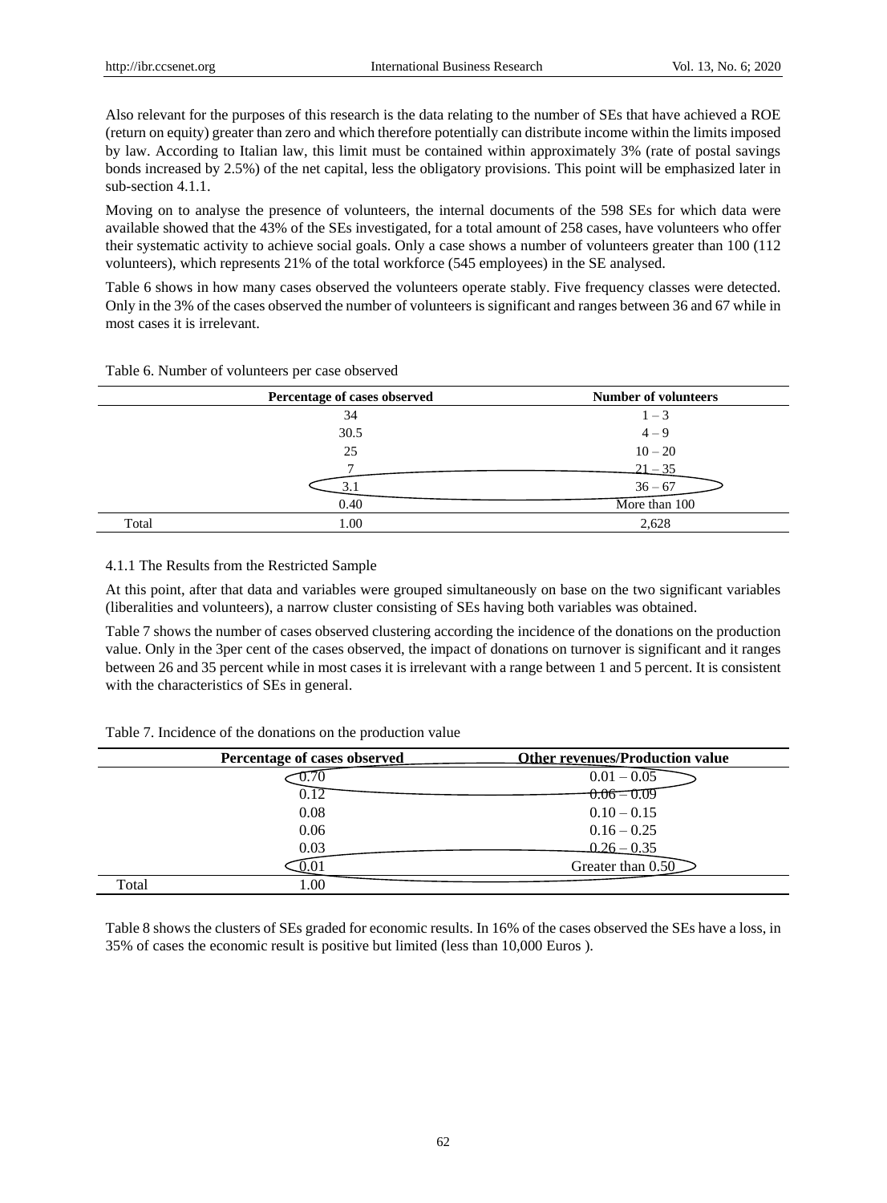Also relevant for the purposes of this research is the data relating to the number of SEs that have achieved a ROE (return on equity) greater than zero and which therefore potentially can distribute income within the limits imposed by law. According to Italian law, this limit must be contained within approximately 3% (rate of postal savings bonds increased by 2.5%) of the net capital, less the obligatory provisions. This point will be emphasized later in sub-section 4.1.1.

Moving on to analyse the presence of volunteers, the internal documents of the 598 SEs for which data were available showed that the 43% of the SEs investigated, for a total amount of 258 cases, have volunteers who offer their systematic activity to achieve social goals. Only a case shows a number of volunteers greater than 100 (112 volunteers), which represents 21% of the total workforce (545 employees) in the SE analysed.

Table 6 shows in how many cases observed the volunteers operate stably. Five frequency classes were detected. Only in the 3% of the cases observed the number of volunteers is significant and ranges between 36 and 67 while in most cases it is irrelevant.

Table 6. Number of volunteers per case observed

| | Percentage of cases observed | Number of volunteers |
|---|---|---|
| | 34 | 1 – 3 |
| | 30.5 | 4 – 9 |
| | 25 | 10 – 20 |
| | 7 | 21 – 35 |
| | 3.1 | 36 – 67 |
| | 0.40 | More than 100 |
| Total | 1.00 | 2,628 |

4.1.1 The Results from the Restricted Sample

At this point, after that data and variables were grouped simultaneously on base on the two significant variables (liberalities and volunteers), a narrow cluster consisting of SEs having both variables was obtained.

Table 7 shows the number of cases observed clustering according the incidence of the donations on the production value. Only in the 3per cent of the cases observed, the impact of donations on turnover is significant and it ranges between 26 and 35 percent while in most cases it is irrelevant with a range between 1 and 5 percent. It is consistent with the characteristics of SEs in general.

Table 7. Incidence of the donations on the production value

| | Percentage of cases observed | Other revenues/Production value |
|---|---|---|
| | 0.70 | 0.01 – 0.05 |
| | 0.12 | 0.06 – 0.09 |
| | 0.08 | 0.10 – 0.15 |
| | 0.06 | 0.16 – 0.25 |
| | 0.03 | 0.26 – 0.35 |
| | 0.01 | Greater than 0.50 |
| Total | 1.00 | |

Table 8 shows the clusters of SEs graded for economic results. In 16% of the cases observed the SEs have a loss, in 35% of cases the economic result is positive but limited (less than 10,000 Euros ).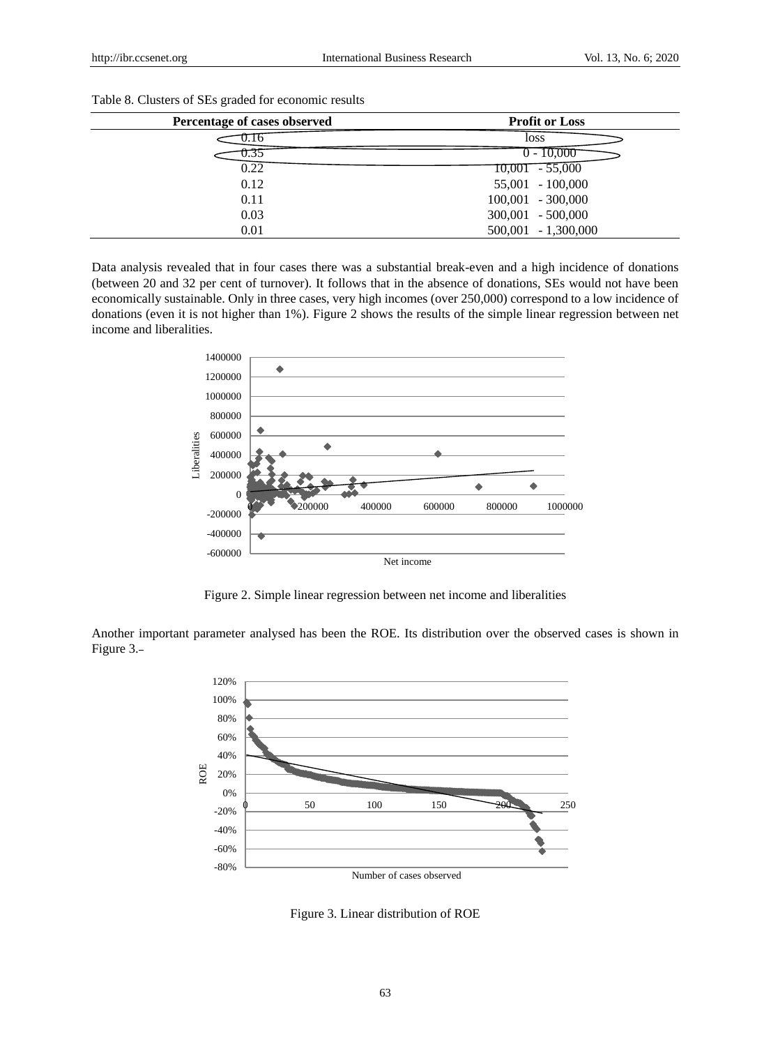Table 8. Clusters of SEs graded for economic results

| Percentage of cases observed | Profit or Loss |
|---|---|
| 0.16 | loss |
| 0.35 | 0 - 10,000 |
| 0.22 | 10,001 - 55,000 |
| 0.12 | 55,001 - 100,000 |
| 0.11 | 100,001 - 300,000 |
| 0.03 | 300,001 - 500,000 |
| 0.01 | 500,001 - 1,300,000 |

Data analysis revealed that in four cases there was a substantial break-even and a high incidence of donations (between 20 and 32 per cent of turnover). It follows that in the absence of donations, SEs would not have been economically sustainable. Only in three cases, very high incomes (over 250,000) correspond to a low incidence of donations (even it is not higher than 1%). Figure 2 shows the results of the simple linear regression between net income and liberalities.

Figure 2. Simple linear regression between net income and liberalities

Another important parameter analysed has been the ROE. Its distribution over the observed cases is shown in Figure 3.

Figure 3. Linear distribution of ROE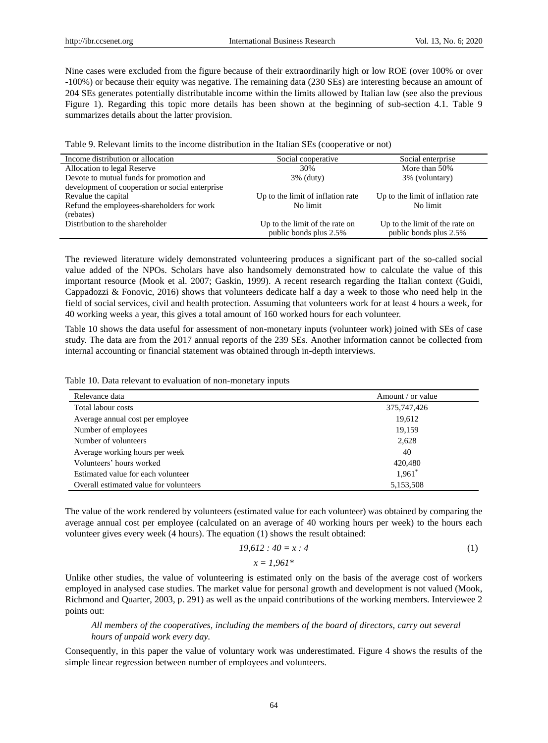Nine cases were excluded from the figure because of their extraordinarily high or low ROE (over 100% or over -100%) or because their equity was negative. The remaining data (230 SEs) are interesting because an amount of 204 SEs generates potentially distributable income within the limits allowed by Italian law (see also the previous Figure 1). Regarding this topic more details has been shown at the beginning of sub-section 4.1. Table 9 summarizes details about the latter provision.

Table 9. Relevant limits to the income distribution in the Italian SEs (cooperative or not)

| Income distribution or allocation | Social cooperative | Social enterprise |
|---|---|---|
| Allocation to legal Reserve | 30% | More than 50% |
| Devote to mutual funds for promotion and development of cooperation or social enterprise | 3% (duty) | 3% (voluntary) |
| Revalue the capital | Up to the limit of inflation rate | Up to the limit of inflation rate |
| Refund the employees-shareholders for work (rebates) | No limit | No limit |
| Distribution to the shareholder | Up to the limit of the rate on public bonds plus 2.5% | Up to the limit of the rate on public bonds plus 2.5% |

The reviewed literature widely demonstrated volunteering produces a significant part of the so-called social value added of the NPOs. Scholars have also handsomely demonstrated how to calculate the value of this important resource (Mook et al. 2007; Gaskin, 1999). A recent research regarding the Italian context (Guidi, Cappadozzi & Fonovic, 2016) shows that volunteers dedicate half a day a week to those who need help in the field of social services, civil and health protection. Assuming that volunteers work for at least 4 hours a week, for 40 working weeks a year, this gives a total amount of 160 worked hours for each volunteer.

Table 10 shows the data useful for assessment of non-monetary inputs (volunteer work) joined with SEs of case study. The data are from the 2017 annual reports of the 239 SEs. Another information cannot be collected from internal accounting or financial statement was obtained through in-depth interviews.

Table 10. Data relevant to evaluation of non-monetary inputs

| Relevance data | Amount / or value |
|---|---|
| Total labour costs | 375,747,426 |
| Average annual cost per employee | 19,612 |
| Number of employees | 19,159 |
| Number of volunteers | 2,628 |
| Average working hours per week | 40 |
| Volunteers' hours worked | 420,480 |
| Estimated value for each volunteer | 1,961* |
| Overall estimated value for volunteers | 5,153,508 |

The value of the work rendered by volunteers (estimated value for each volunteer) was obtained by comparing the average annual cost per employee (calculated on an average of 40 working hours per week) to the hours each volunteer gives every week (4 hours). The equation (1) shows the result obtained:

$$19{,}612 : 40 = x : 4 \tag{1}$$

$$x = 1{,}961^{*}$$

Unlike other studies, the value of volunteering is estimated only on the basis of the average cost of workers employed in analysed case studies. The market value for personal growth and development is not valued (Mook, Richmond and Quarter, 2003, p. 291) as well as the unpaid contributions of the working members. Interviewee 2 points out:

> *All members of the cooperatives, including the members of the board of directors, carry out several hours of unpaid work every day.*

Consequently, in this paper the value of voluntary work was underestimated. Figure 4 shows the results of the simple linear regression between number of employees and volunteers.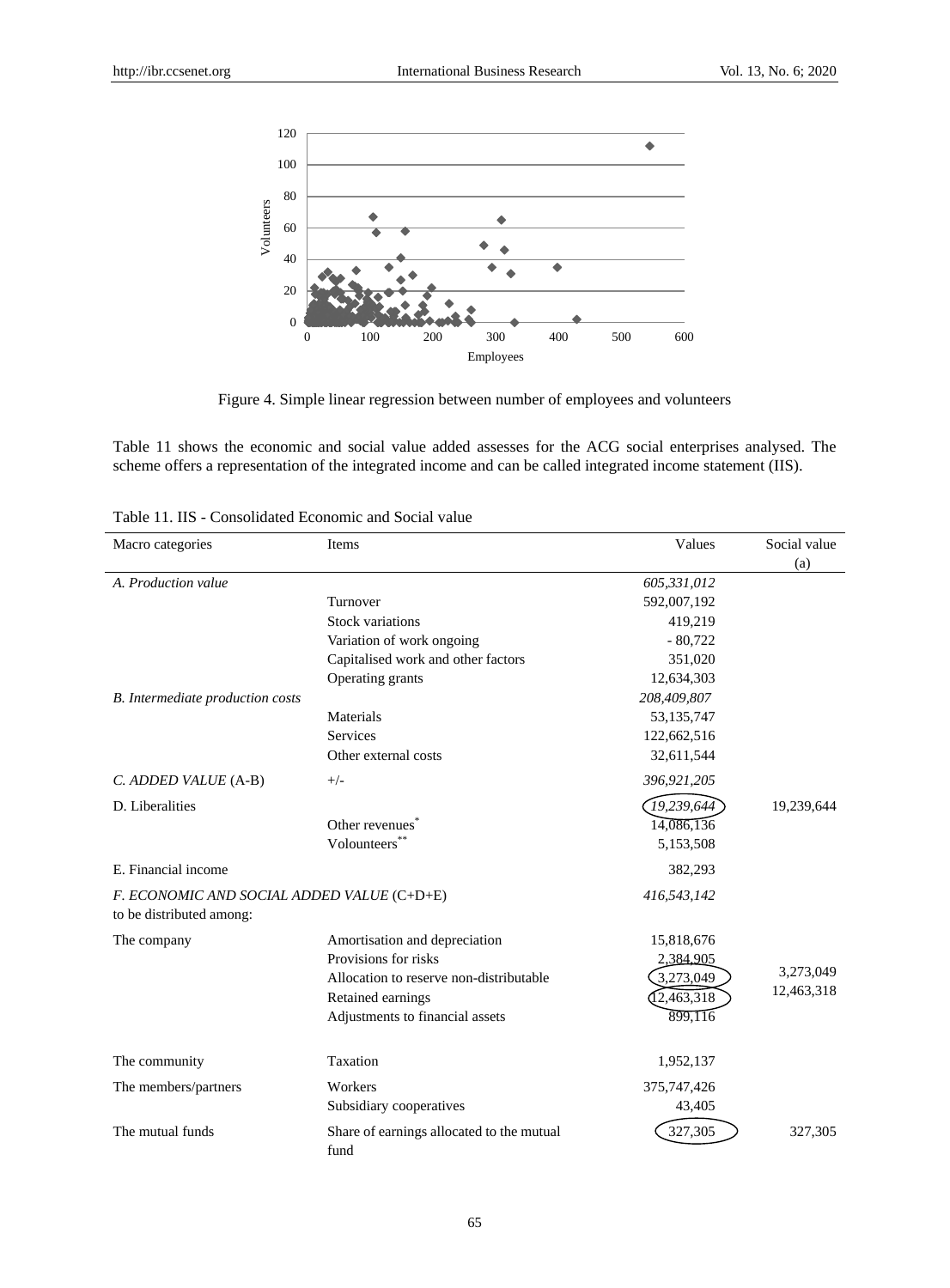Figure 4. Simple linear regression between number of employees and volunteers

Table 11 shows the economic and social value added assesses for the ACG social enterprises analysed. The scheme offers a representation of the integrated income and can be called integrated income statement (IIS).

Table 11. IIS - Consolidated Economic and Social value

| Macro categories | Items | Values | Social value (a) |
|---|---|---|---|
| *A. Production value* | | *605,331,012* | |
| | Turnover | 592,007,192 | |
| | Stock variations | 419,219 | |
| | Variation of work ongoing | - 80,722 | |
| | Capitalised work and other factors | 351,020 | |
| | Operating grants | 12,634,303 | |
| *B. Intermediate production costs* | | *208,409,807* | |
| | Materials | 53,135,747 | |
| | Services | 122,662,516 | |
| | Other external costs | 32,611,544 | |
| *C. ADDED VALUE* (A-B) | +/- | *396,921,205* | |
| D. Liberalities | | *19,239,644* | 19,239,644 |
| | Other revenues* | 14,086,136 | |
| | Volounteers** | 5,153,508 | |
| E. Financial income | | 382,293 | |
| *F. ECONOMIC AND SOCIAL ADDED VALUE* (C+D+E) to be distributed among: | | *416,543,142* | |
| The company | Amortisation and depreciation | 15,818,676 | |
| | Provisions for risks | 2,384,905 | |
| | Allocation to reserve non-distributable | 3,273,049 | 3,273,049 |
| | Retained earnings | 12,463,318 | 12,463,318 |
| | Adjustments to financial assets | 899,116 | |
| The community | Taxation | 1,952,137 | |
| The members/partners | Workers | 375,747,426 | |
| | Subsidiary cooperatives | 43,405 | |
| The mutual funds | Share of earnings allocated to the mutual fund | 327,305 | 327,305 |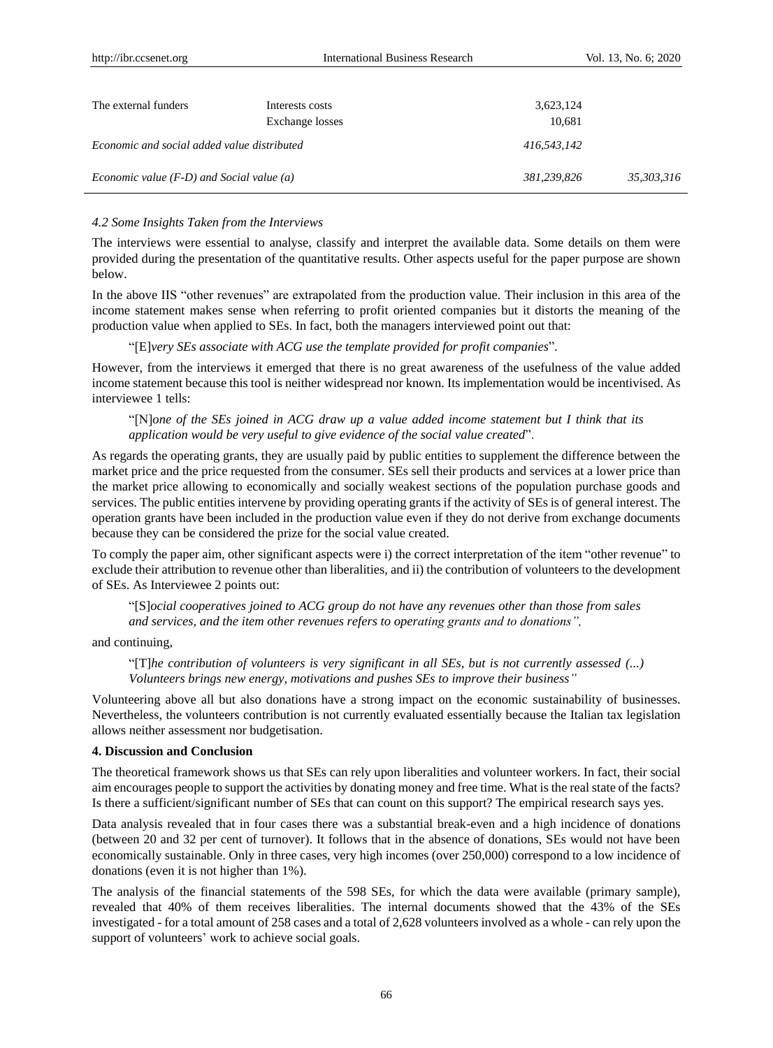| | | | |
|---|---|---|---|
| The external funders | Interests costs | 3,623,124 | |
| | Exchange losses | 10,681 | |
| *Economic and social added value distributed* | | *416,543,142* | |
| *Economic value (F-D) and Social value (a)* | | *381,239,826* | *35,303,316* |

### *4.2 Some Insights Taken from the Interviews*

The interviews were essential to analyse, classify and interpret the available data. Some details on them were provided during the presentation of the quantitative results. Other aspects useful for the paper purpose are shown below.

In the above IIS "other revenues" are extrapolated from the production value. Their inclusion in this area of the income statement makes sense when referring to profit oriented companies but it distorts the meaning of the production value when applied to SEs. In fact, both the managers interviewed point out that:

> "[E]*very SEs associate with ACG use the template provided for profit companies*".

However, from the interviews it emerged that there is no great awareness of the usefulness of the value added income statement because this tool is neither widespread nor known. Its implementation would be incentivised. As interviewee 1 tells:

> "[N]*one of the SEs joined in ACG draw up a value added income statement but I think that its application would be very useful to give evidence of the social value created*".

As regards the operating grants, they are usually paid by public entities to supplement the difference between the market price and the price requested from the consumer. SEs sell their products and services at a lower price than the market price allowing to economically and socially weakest sections of the population purchase goods and services. The public entities intervene by providing operating grants if the activity of SEs is of general interest. The operation grants have been included in the production value even if they do not derive from exchange documents because they can be considered the prize for the social value created.

To comply the paper aim, other significant aspects were i) the correct interpretation of the item "other revenue" to exclude their attribution to revenue other than liberalities, and ii) the contribution of volunteers to the development of SEs. As Interviewee 2 points out:

> "[S]*ocial cooperatives joined to ACG group do not have any revenues other than those from sales and services, and the item other revenues refers to operating grants and to donations",*

and continuing,

> "[T]*he contribution of volunteers is very significant in all SEs, but is not currently assessed (...) Volunteers brings new energy, motivations and pushes SEs to improve their business"*

Volunteering above all but also donations have a strong impact on the economic sustainability of businesses. Nevertheless, the volunteers contribution is not currently evaluated essentially because the Italian tax legislation allows neither assessment nor budgetisation.

## 4. Discussion and Conclusion

The theoretical framework shows us that SEs can rely upon liberalities and volunteer workers. In fact, their social aim encourages people to support the activities by donating money and free time. What is the real state of the facts? Is there a sufficient/significant number of SEs that can count on this support? The empirical research says yes.

Data analysis revealed that in four cases there was a substantial break-even and a high incidence of donations (between 20 and 32 per cent of turnover). It follows that in the absence of donations, SEs would not have been economically sustainable. Only in three cases, very high incomes (over 250,000) correspond to a low incidence of donations (even it is not higher than 1%).

The analysis of the financial statements of the 598 SEs, for which the data were available (primary sample), revealed that 40% of them receives liberalities. The internal documents showed that the 43% of the SEs investigated - for a total amount of 258 cases and a total of 2,628 volunteers involved as a whole - can rely upon the support of volunteers' work to achieve social goals.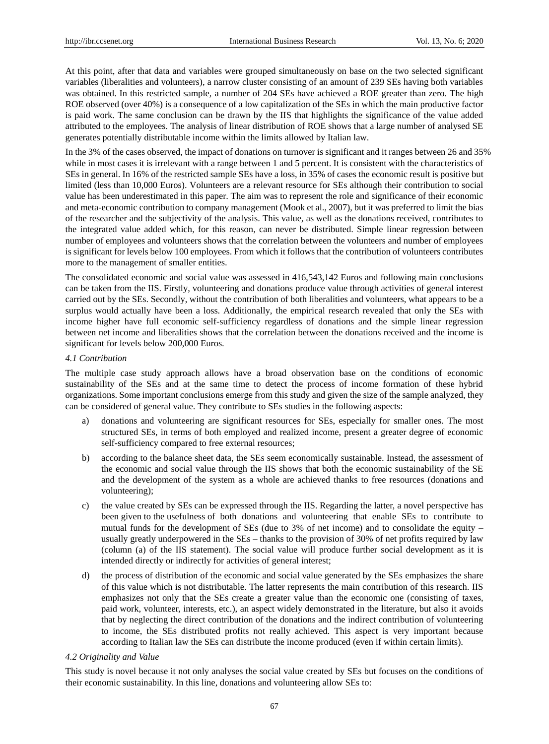At this point, after that data and variables were grouped simultaneously on base on the two selected significant variables (liberalities and volunteers), a narrow cluster consisting of an amount of 239 SEs having both variables was obtained. In this restricted sample, a number of 204 SEs have achieved a ROE greater than zero. The high ROE observed (over 40%) is a consequence of a low capitalization of the SEs in which the main productive factor is paid work. The same conclusion can be drawn by the IIS that highlights the significance of the value added attributed to the employees. The analysis of linear distribution of ROE shows that a large number of analysed SE generates potentially distributable income within the limits allowed by Italian law.

In the 3% of the cases observed, the impact of donations on turnover is significant and it ranges between 26 and 35% while in most cases it is irrelevant with a range between 1 and 5 percent. It is consistent with the characteristics of SEs in general. In 16% of the restricted sample SEs have a loss, in 35% of cases the economic result is positive but limited (less than 10,000 Euros). Volunteers are a relevant resource for SEs although their contribution to social value has been underestimated in this paper. The aim was to represent the role and significance of their economic and meta-economic contribution to company management (Mook et al., 2007), but it was preferred to limit the bias of the researcher and the subjectivity of the analysis. This value, as well as the donations received, contributes to the integrated value added which, for this reason, can never be distributed. Simple linear regression between number of employees and volunteers shows that the correlation between the volunteers and number of employees is significant for levels below 100 employees. From which it follows that the contribution of volunteers contributes more to the management of smaller entities.

The consolidated economic and social value was assessed in 416,543,142 Euros and following main conclusions can be taken from the IIS. Firstly, volunteering and donations produce value through activities of general interest carried out by the SEs. Secondly, without the contribution of both liberalities and volunteers, what appears to be a surplus would actually have been a loss. Additionally, the empirical research revealed that only the SEs with income higher have full economic self-sufficiency regardless of donations and the simple linear regression between net income and liberalities shows that the correlation between the donations received and the income is significant for levels below 200,000 Euros.

### *4.1 Contribution*

The multiple case study approach allows have a broad observation base on the conditions of economic sustainability of the SEs and at the same time to detect the process of income formation of these hybrid organizations. Some important conclusions emerge from this study and given the size of the sample analyzed, they can be considered of general value. They contribute to SEs studies in the following aspects:

a) donations and volunteering are significant resources for SEs, especially for smaller ones. The most structured SEs, in terms of both employed and realized income, present a greater degree of economic self-sufficiency compared to free external resources;

b) according to the balance sheet data, the SEs seem economically sustainable. Instead, the assessment of the economic and social value through the IIS shows that both the economic sustainability of the SE and the development of the system as a whole are achieved thanks to free resources (donations and volunteering);

c) the value created by SEs can be expressed through the IIS. Regarding the latter, a novel perspective has been given to the usefulness of both donations and volunteering that enable SEs to contribute to mutual funds for the development of SEs (due to 3% of net income) and to consolidate the equity – usually greatly underpowered in the SEs – thanks to the provision of 30% of net profits required by law (column (a) of the IIS statement). The social value will produce further social development as it is intended directly or indirectly for activities of general interest;

d) the process of distribution of the economic and social value generated by the SEs emphasizes the share of this value which is not distributable. The latter represents the main contribution of this research. IIS emphasizes not only that the SEs create a greater value than the economic one (consisting of taxes, paid work, volunteer, interests, etc.), an aspect widely demonstrated in the literature, but also it avoids that by neglecting the direct contribution of the donations and the indirect contribution of volunteering to income, the SEs distributed profits not really achieved. This aspect is very important because according to Italian law the SEs can distribute the income produced (even if within certain limits).

### *4.2 Originality and Value*

This study is novel because it not only analyses the social value created by SEs but focuses on the conditions of their economic sustainability. In this line, donations and volunteering allow SEs to: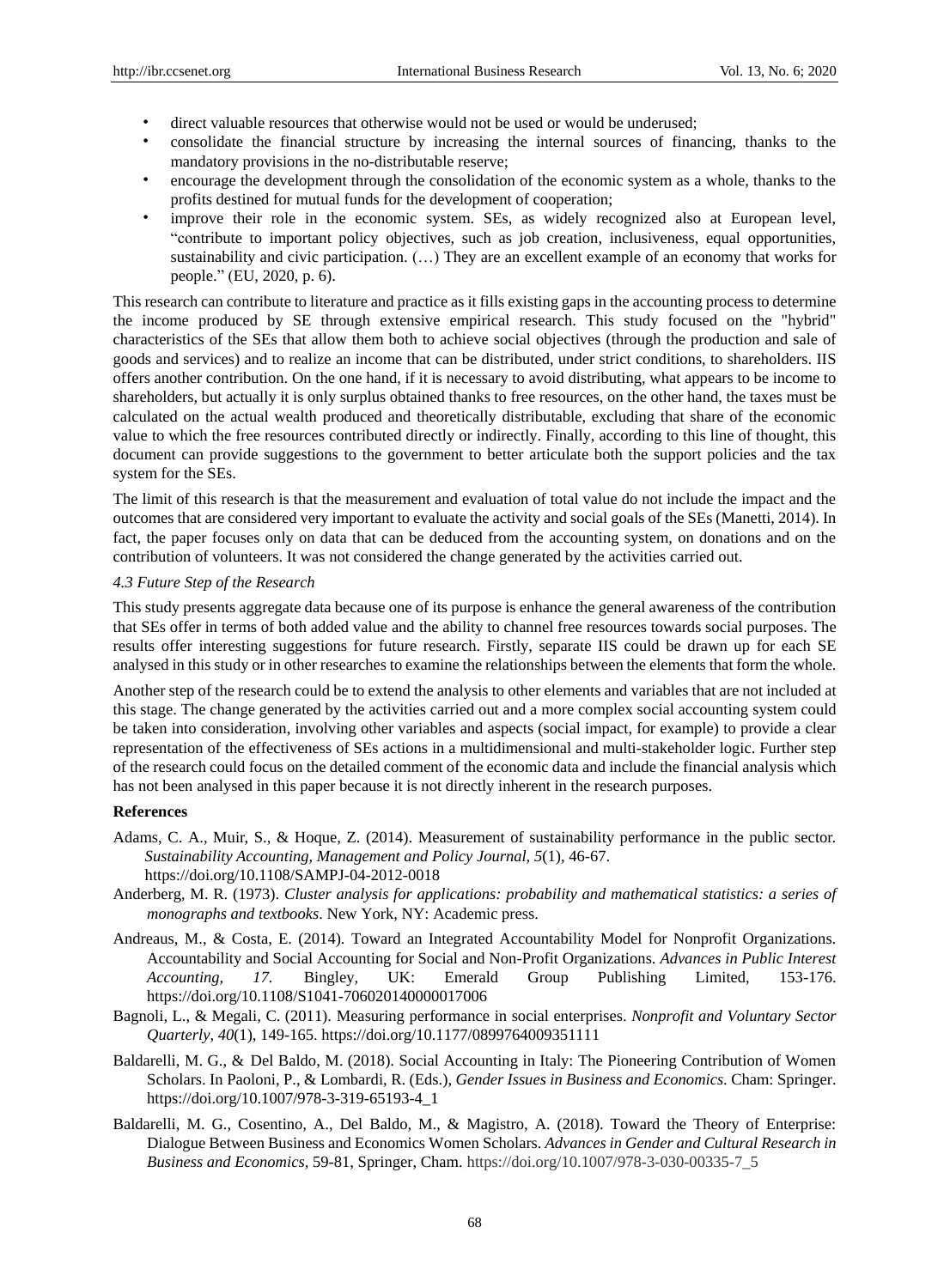- direct valuable resources that otherwise would not be used or would be underused;
- consolidate the financial structure by increasing the internal sources of financing, thanks to the mandatory provisions in the no-distributable reserve;
- encourage the development through the consolidation of the economic system as a whole, thanks to the profits destined for mutual funds for the development of cooperation;
- improve their role in the economic system. SEs, as widely recognized also at European level, "contribute to important policy objectives, such as job creation, inclusiveness, equal opportunities, sustainability and civic participation. (…) They are an excellent example of an economy that works for people." (EU, 2020, p. 6).

This research can contribute to literature and practice as it fills existing gaps in the accounting process to determine the income produced by SE through extensive empirical research. This study focused on the "hybrid" characteristics of the SEs that allow them both to achieve social objectives (through the production and sale of goods and services) and to realize an income that can be distributed, under strict conditions, to shareholders. IIS offers another contribution. On the one hand, if it is necessary to avoid distributing, what appears to be income to shareholders, but actually it is only surplus obtained thanks to free resources, on the other hand, the taxes must be calculated on the actual wealth produced and theoretically distributable, excluding that share of the economic value to which the free resources contributed directly or indirectly. Finally, according to this line of thought, this document can provide suggestions to the government to better articulate both the support policies and the tax system for the SEs.

The limit of this research is that the measurement and evaluation of total value do not include the impact and the outcomes that are considered very important to evaluate the activity and social goals of the SEs (Manetti, 2014). In fact, the paper focuses only on data that can be deduced from the accounting system, on donations and on the contribution of volunteers. It was not considered the change generated by the activities carried out.

### *4.3 Future Step of the Research*

This study presents aggregate data because one of its purpose is enhance the general awareness of the contribution that SEs offer in terms of both added value and the ability to channel free resources towards social purposes. The results offer interesting suggestions for future research. Firstly, separate IIS could be drawn up for each SE analysed in this study or in other researches to examine the relationships between the elements that form the whole.

Another step of the research could be to extend the analysis to other elements and variables that are not included at this stage. The change generated by the activities carried out and a more complex social accounting system could be taken into consideration, involving other variables and aspects (social impact, for example) to provide a clear representation of the effectiveness of SEs actions in a multidimensional and multi-stakeholder logic. Further step of the research could focus on the detailed comment of the economic data and include the financial analysis which has not been analysed in this paper because it is not directly inherent in the research purposes.

## References

Adams, C. A., Muir, S., & Hoque, Z. (2014). Measurement of sustainability performance in the public sector. *Sustainability Accounting, Management and Policy Journal, 5*(1), 46-67. https://doi.org/10.1108/SAMPJ-04-2012-0018

Anderberg, M. R. (1973). *Cluster analysis for applications: probability and mathematical statistics: a series of monographs and textbooks*. New York, NY: Academic press.

Andreaus, M., & Costa, E. (2014). Toward an Integrated Accountability Model for Nonprofit Organizations. Accountability and Social Accounting for Social and Non-Profit Organizations. *Advances in Public Interest Accounting, 17.* Bingley, UK: Emerald Group Publishing Limited, 153-176. https://doi.org/10.1108/S1041-706020140000017006

Bagnoli, L., & Megali, C. (2011). Measuring performance in social enterprises. *Nonprofit and Voluntary Sector Quarterly, 40*(1), 149-165. https://doi.org/10.1177/0899764009351111

Baldarelli, M. G., & Del Baldo, M. (2018). Social Accounting in Italy: The Pioneering Contribution of Women Scholars. In Paoloni, P., & Lombardi, R. (Eds.), *Gender Issues in Business and Economics.* Cham: Springer. https://doi.org/10.1007/978-3-319-65193-4_1

Baldarelli, M. G., Cosentino, A., Del Baldo, M., & Magistro, A. (2018). Toward the Theory of Enterprise: Dialogue Between Business and Economics Women Scholars. *Advances in Gender and Cultural Research in Business and Economics,* 59-81, Springer, Cham. https://doi.org/10.1007/978-3-030-00335-7_5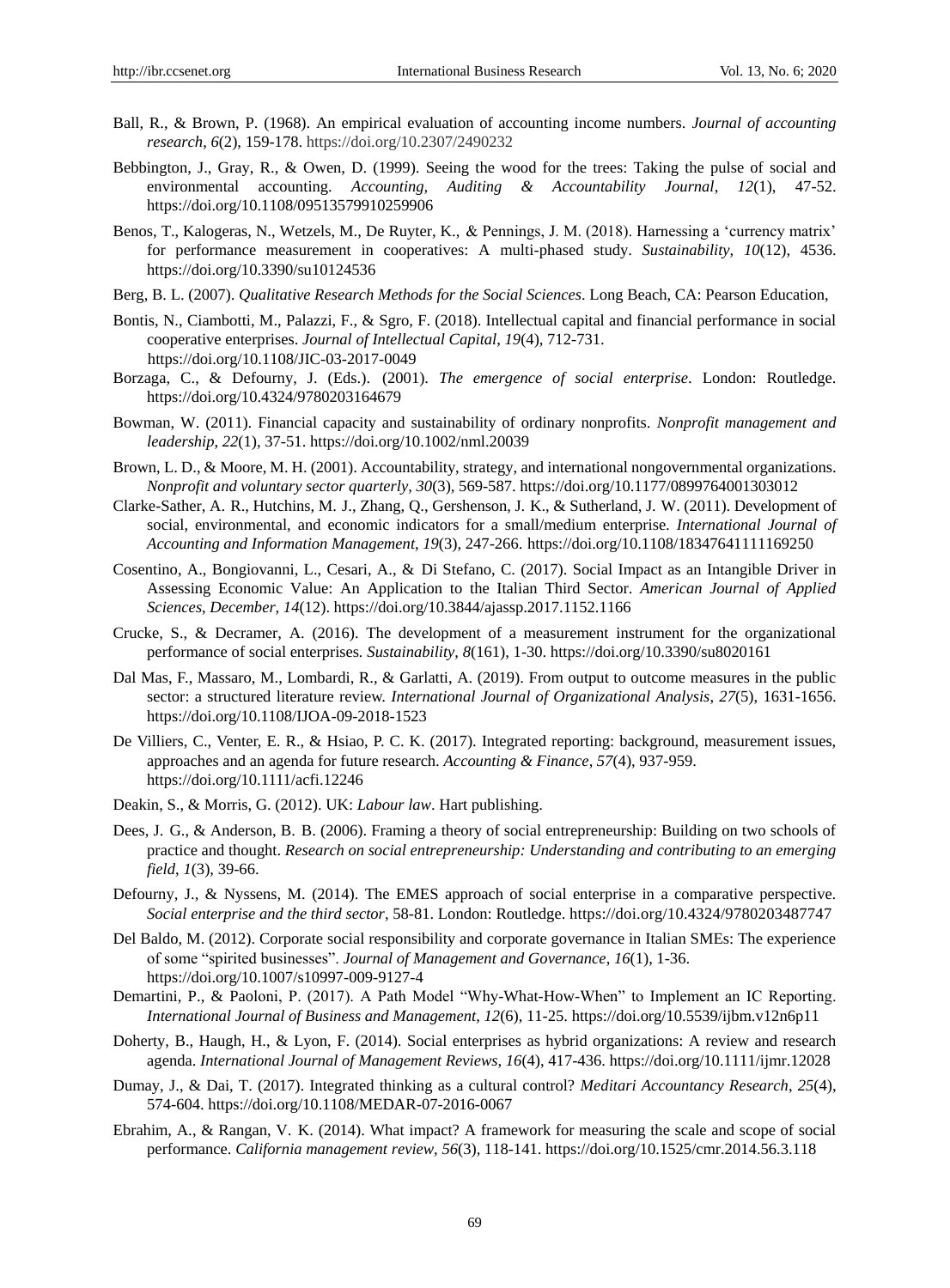Ball, R., & Brown, P. (1968). An empirical evaluation of accounting income numbers. *Journal of accounting research, 6*(2), 159-178. https://doi.org/10.2307/2490232

Bebbington, J., Gray, R., & Owen, D. (1999). Seeing the wood for the trees: Taking the pulse of social and environmental accounting. *Accounting, Auditing & Accountability Journal*, *12*(1), 47-52. https://doi.org/10.1108/09513579910259906

Benos, T., Kalogeras, N., Wetzels, M., De Ruyter, K., & Pennings, J. M. (2018). Harnessing a 'currency matrix' for performance measurement in cooperatives: A multi-phased study. *Sustainability*, *10*(12), 4536. https://doi.org/10.3390/su10124536

Berg, B. L. (2007). *Qualitative Research Methods for the Social Sciences*. Long Beach, CA: Pearson Education,

Bontis, N., Ciambotti, M., Palazzi, F., & Sgro, F. (2018). Intellectual capital and financial performance in social cooperative enterprises. *Journal of Intellectual Capital*, *19*(4), 712-731. https://doi.org/10.1108/JIC-03-2017-0049

Borzaga, C., & Defourny, J. (Eds.). (2001). *The emergence of social enterprise*. London: Routledge. https://doi.org/10.4324/9780203164679

Bowman, W. (2011). Financial capacity and sustainability of ordinary nonprofits. *Nonprofit management and leadership, 22*(1), 37-51. https://doi.org/10.1002/nml.20039

Brown, L. D., & Moore, M. H. (2001). Accountability, strategy, and international nongovernmental organizations. *Nonprofit and voluntary sector quarterly, 30*(3), 569-587. https://doi.org/10.1177/0899764001303012

Clarke-Sather, A. R., Hutchins, M. J., Zhang, Q., Gershenson, J. K., & Sutherland, J. W. (2011). Development of social, environmental, and economic indicators for a small/medium enterprise. *International Journal of Accounting and Information Management*, *19*(3), 247-266. https://doi.org/10.1108/18347641111169250

Cosentino, A., Bongiovanni, L., Cesari, A., & Di Stefano, C. (2017). Social Impact as an Intangible Driver in Assessing Economic Value: An Application to the Italian Third Sector. *American Journal of Applied Sciences*, *December, 14*(12). https://doi.org/10.3844/ajassp.2017.1152.1166

Crucke, S., & Decramer, A. (2016). The development of a measurement instrument for the organizational performance of social enterprises. *Sustainability*, *8*(161), 1-30. https://doi.org/10.3390/su8020161

Dal Mas, F., Massaro, M., Lombardi, R., & Garlatti, A. (2019). From output to outcome measures in the public sector: a structured literature review. *International Journal of Organizational Analysis*, *27*(5), 1631-1656. https://doi.org/10.1108/IJOA-09-2018-1523

De Villiers, C., Venter, E. R., & Hsiao, P. C. K. (2017). Integrated reporting: background, measurement issues, approaches and an agenda for future research. *Accounting & Finance*, *57*(4), 937-959. https://doi.org/10.1111/acfi.12246

Deakin, S., & Morris, G. (2012). UK: *Labour law*. Hart publishing.

Dees, J. G., & Anderson, B. B. (2006). Framing a theory of social entrepreneurship: Building on two schools of practice and thought. *Research on social entrepreneurship: Understanding and contributing to an emerging field*, *1*(3), 39-66.

Defourny, J., & Nyssens, M. (2014). The EMES approach of social enterprise in a comparative perspective. *Social enterprise and the third sector*, 58-81. London: Routledge. https://doi.org/10.4324/9780203487747

Del Baldo, M. (2012). Corporate social responsibility and corporate governance in Italian SMEs: The experience of some "spirited businesses". *Journal of Management and Governance*, *16*(1), 1-36. https://doi.org/10.1007/s10997-009-9127-4

Demartini, P., & Paoloni, P. (2017). A Path Model "Why-What-How-When" to Implement an IC Reporting. *International Journal of Business and Management*, *12*(6), 11-25. https://doi.org/10.5539/ijbm.v12n6p11

Doherty, B., Haugh, H., & Lyon, F. (2014). Social enterprises as hybrid organizations: A review and research agenda. *International Journal of Management Reviews, 16*(4), 417-436. https://doi.org/10.1111/ijmr.12028

Dumay, J., & Dai, T. (2017). Integrated thinking as a cultural control? *Meditari Accountancy Research*, *25*(4), 574-604. https://doi.org/10.1108/MEDAR-07-2016-0067

Ebrahim, A., & Rangan, V. K. (2014). What impact? A framework for measuring the scale and scope of social performance. *California management review*, *56*(3), 118-141. https://doi.org/10.1525/cmr.2014.56.3.118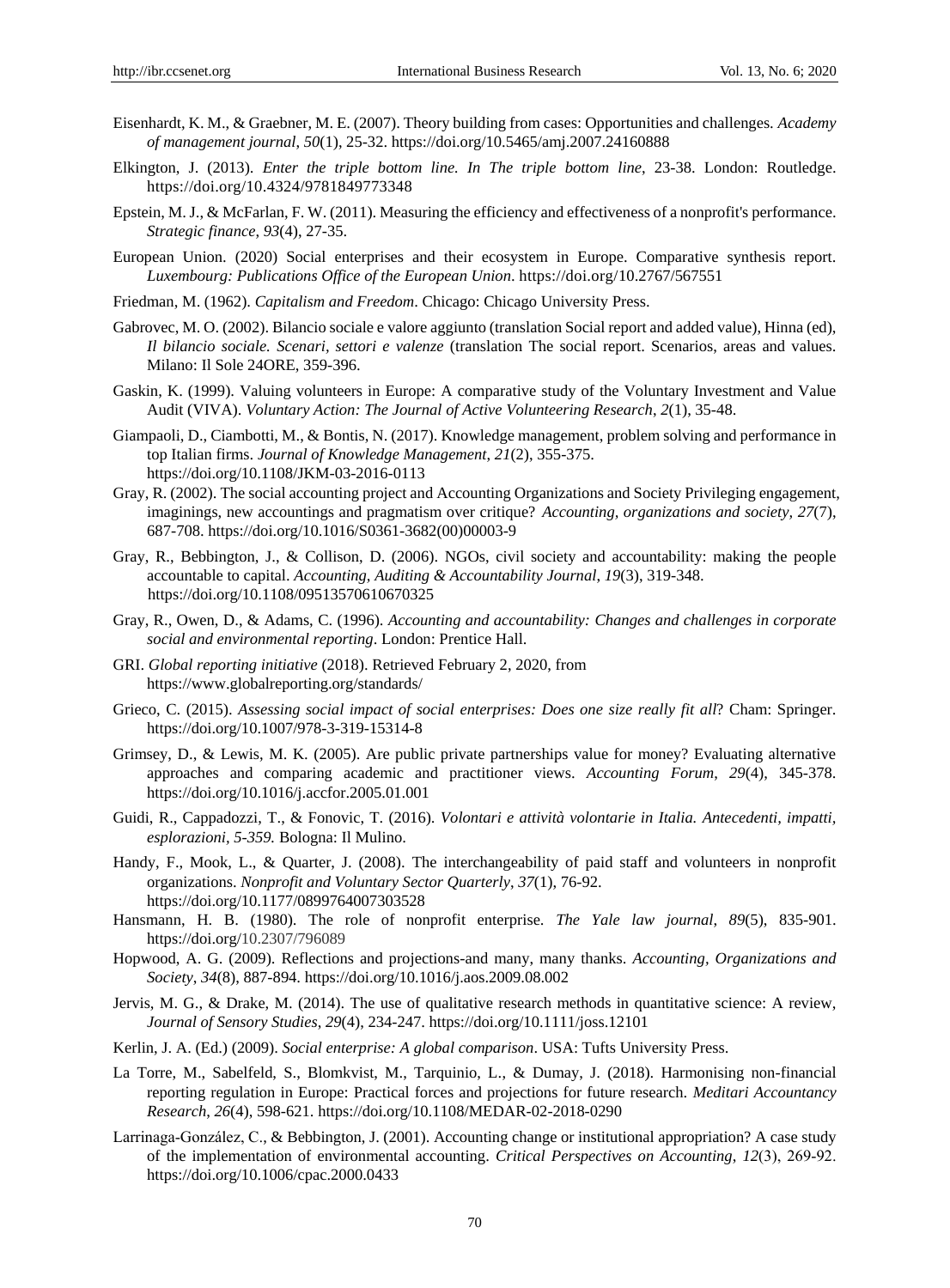Eisenhardt, K. M., & Graebner, M. E. (2007). Theory building from cases: Opportunities and challenges. *Academy of management journal*, *50*(1), 25-32. https://doi.org/10.5465/amj.2007.24160888

Elkington, J. (2013). *Enter the triple bottom line. In The triple bottom line*, 23-38. London: Routledge. https://doi.org/10.4324/9781849773348

Epstein, M. J., & McFarlan, F. W. (2011). Measuring the efficiency and effectiveness of a nonprofit's performance. *Strategic finance*, *93*(4), 27-35.

European Union. (2020) Social enterprises and their ecosystem in Europe. Comparative synthesis report. *Luxembourg: Publications Office of the European Union*. https://doi.org/10.2767/567551

Friedman, M. (1962). *Capitalism and Freedom*. Chicago: Chicago University Press.

Gabrovec, M. O. (2002). Bilancio sociale e valore aggiunto (translation Social report and added value), Hinna (ed), *Il bilancio sociale. Scenari, settori e valenze* (translation The social report. Scenarios, areas and values. Milano: Il Sole 24ORE, 359-396.

Gaskin, K. (1999). Valuing volunteers in Europe: A comparative study of the Voluntary Investment and Value Audit (VIVA). *Voluntary Action: The Journal of Active Volunteering Research*, *2*(1), 35-48.

Giampaoli, D., Ciambotti, M., & Bontis, N. (2017). Knowledge management, problem solving and performance in top Italian firms. *Journal of Knowledge Management*, *21*(2), 355-375. https://doi.org/10.1108/JKM-03-2016-0113

Gray, R. (2002). The social accounting project and Accounting Organizations and Society Privileging engagement, imaginings, new accountings and pragmatism over critique? *Accounting, organizations and society*, *27*(7), 687-708. https://doi.org/10.1016/S0361-3682(00)00003-9

Gray, R., Bebbington, J., & Collison, D. (2006). NGOs, civil society and accountability: making the people accountable to capital. *Accounting, Auditing & Accountability Journal*, *19*(3), 319-348. https://doi.org/10.1108/09513570610670325

Gray, R., Owen, D., & Adams, C. (1996). *Accounting and accountability: Changes and challenges in corporate social and environmental reporting*. London: Prentice Hall.

GRI. *Global reporting initiative* (2018). Retrieved February 2, 2020, from https://www.globalreporting.org/standards/

Grieco, C. (2015). *Assessing social impact of social enterprises: Does one size really fit all*? Cham: Springer. https://doi.org/10.1007/978-3-319-15314-8

Grimsey, D., & Lewis, M. K. (2005). Are public private partnerships value for money? Evaluating alternative approaches and comparing academic and practitioner views. *Accounting Forum*, *29*(4), 345-378. https://doi.org/10.1016/j.accfor.2005.01.001

Guidi, R., Cappadozzi, T., & Fonovic, T. (2016). *Volontari e attività volontarie in Italia. Antecedenti, impatti, esplorazioni, 5-359.* Bologna: Il Mulino.

Handy, F., Mook, L., & Quarter, J. (2008). The interchangeability of paid staff and volunteers in nonprofit organizations. *Nonprofit and Voluntary Sector Quarterly*, *37*(1), 76-92. https://doi.org/10.1177/0899764007303528

Hansmann, H. B. (1980). The role of nonprofit enterprise. *The Yale law journal*, *89*(5), 835-901. https://doi.org/10.2307/796089

Hopwood, A. G. (2009). Reflections and projections-and many, many thanks. *Accounting, Organizations and Society*, *34*(8), 887-894. https://doi.org/10.1016/j.aos.2009.08.002

Jervis, M. G., & Drake, M. (2014). The use of qualitative research methods in quantitative science: A review, *Journal of Sensory Studies*, *29*(4), 234-247. https://doi.org/10.1111/joss.12101

Kerlin, J. A. (Ed.) (2009). *Social enterprise: A global comparison*. USA: Tufts University Press.

La Torre, M., Sabelfeld, S., Blomkvist, M., Tarquinio, L., & Dumay, J. (2018). Harmonising non-financial reporting regulation in Europe: Practical forces and projections for future research. *Meditari Accountancy Research*, *26*(4), 598-621. https://doi.org/10.1108/MEDAR-02-2018-0290

Larrinaga-González, C., & Bebbington, J. (2001). Accounting change or institutional appropriation? A case study of the implementation of environmental accounting. *Critical Perspectives on Accounting*, *12*(3), 269-92. https://doi.org/10.1006/cpac.2000.0433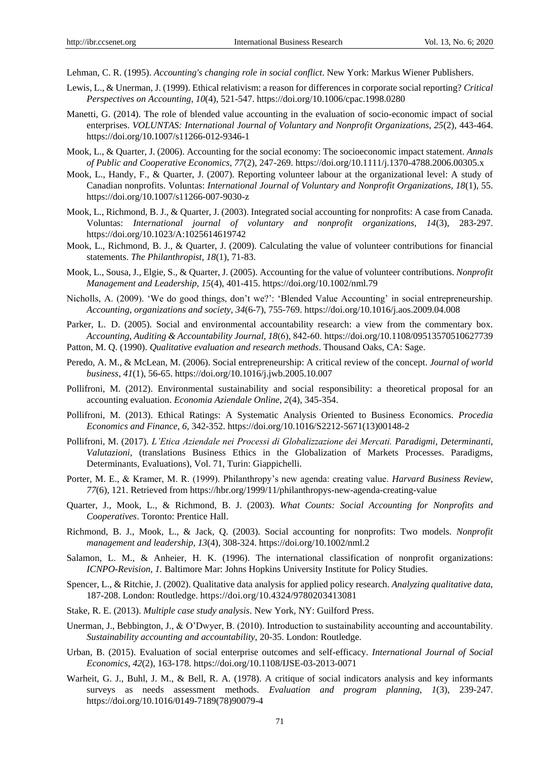Lehman, C. R. (1995). *Accounting's changing role in social conflict*. New York: Markus Wiener Publishers.

Lewis, L., & Unerman, J. (1999). Ethical relativism: a reason for differences in corporate social reporting? *Critical Perspectives on Accounting, 10*(4), 521-547. https://doi.org/10.1006/cpac.1998.0280

Manetti, G. (2014). The role of blended value accounting in the evaluation of socio-economic impact of social enterprises. *VOLUNTAS: International Journal of Voluntary and Nonprofit Organizations*, *25*(2), 443-464. https://doi.org/10.1007/s11266-012-9346-1

Mook, L., & Quarter, J. (2006). Accounting for the social economy: The socioeconomic impact statement. *Annals of Public and Cooperative Economics, 77*(2), 247-269. https://doi.org/10.1111/j.1370-4788.2006.00305.x

Mook, L., Handy, F., & Quarter, J. (2007). Reporting volunteer labour at the organizational level: A study of Canadian nonprofits. Voluntas: *International Journal of Voluntary and Nonprofit Organizations, 18*(1), 55. https://doi.org/10.1007/s11266-007-9030-z

Mook, L., Richmond, B. J., & Quarter, J. (2003). Integrated social accounting for nonprofits: A case from Canada. Voluntas: *International journal of voluntary and nonprofit organizations*, *14*(3), 283-297. https://doi.org/10.1023/A:1025614619742

Mook, L., Richmond, B. J., & Quarter, J. (2009). Calculating the value of volunteer contributions for financial statements. *The Philanthropist*, *18*(1), 71-83.

Mook, L., Sousa, J., Elgie, S., & Quarter, J. (2005). Accounting for the value of volunteer contributions. *Nonprofit Management and Leadership, 15*(4), 401-415. https://doi.org/10.1002/nml.79

Nicholls, A. (2009). 'We do good things, don't we?': 'Blended Value Accounting' in social entrepreneurship. *Accounting, organizations and society*, *34*(6-7), 755-769. https://doi.org/10.1016/j.aos.2009.04.008

Parker, L. D. (2005). Social and environmental accountability research: a view from the commentary box. *Accounting, Auditing & Accountability Journal*, *18*(6), 842-60. https://doi.org/10.1108/09513570510627739

Patton, M. Q. (1990). *Qualitative evaluation and research methods*. Thousand Oaks, CA: Sage.

Peredo, A. M., & McLean, M. (2006). Social entrepreneurship: A critical review of the concept. *Journal of world business*, *41*(1), 56-65. https://doi.org/10.1016/j.jwb.2005.10.007

Pollifroni, M. (2012). Environmental sustainability and social responsibility: a theoretical proposal for an accounting evaluation. *Economia Aziendale Online, 2*(4), 345-354.

Pollifroni, M. (2013). Ethical Ratings: A Systematic Analysis Oriented to Business Economics. *Procedia Economics and Finance, 6,* 342-352. https://doi.org/10.1016/S2212-5671(13)00148-2

Pollifroni, M. (2017). *L'Etica Aziendale nei Processi di Globalizzazione dei Mercati. Paradigmi, Determinanti, Valutazioni*, (translations Business Ethics in the Globalization of Markets Processes. Paradigms, Determinants, Evaluations), Vol. 71, Turin: Giappichelli.

Porter, M. E., & Kramer, M. R. (1999). Philanthropy's new agenda: creating value. *Harvard Business Review*, *77*(6), 121. Retrieved from https://hbr.org/1999/11/philanthropys-new-agenda-creating-value

Quarter, J., Mook, L., & Richmond, B. J. (2003). *What Counts: Social Accounting for Nonprofits and Cooperatives*. Toronto: Prentice Hall.

Richmond, B. J., Mook, L., & Jack, Q. (2003). Social accounting for nonprofits: Two models. *Nonprofit management and leadership, 13*(4), 308-324. https://doi.org/10.1002/nml.2

Salamon, L. M., & Anheier, H. K. (1996). The international classification of nonprofit organizations: *ICNPO-Revision*, *1.* Baltimore Mar: Johns Hopkins University Institute for Policy Studies.

Spencer, L., & Ritchie, J. (2002). Qualitative data analysis for applied policy research. *Analyzing qualitative data*, 187-208. London: Routledge. https://doi.org/10.4324/9780203413081

Stake, R. E. (2013). *Multiple case study analysis*. New York, NY: Guilford Press.

Unerman, J., Bebbington, J., & O'Dwyer, B. (2010). Introduction to sustainability accounting and accountability. *Sustainability accounting and accountability*, 20-35. London: Routledge.

Urban, B. (2015). Evaluation of social enterprise outcomes and self-efficacy. *International Journal of Social Economics*, *42*(2), 163-178. https://doi.org/10.1108/IJSE-03-2013-0071

Warheit, G. J., Buhl, J. M., & Bell, R. A. (1978). A critique of social indicators analysis and key informants surveys as needs assessment methods. *Evaluation and program planning*, *1*(3), 239-247. https://doi.org/10.1016/0149-7189(78)90079-4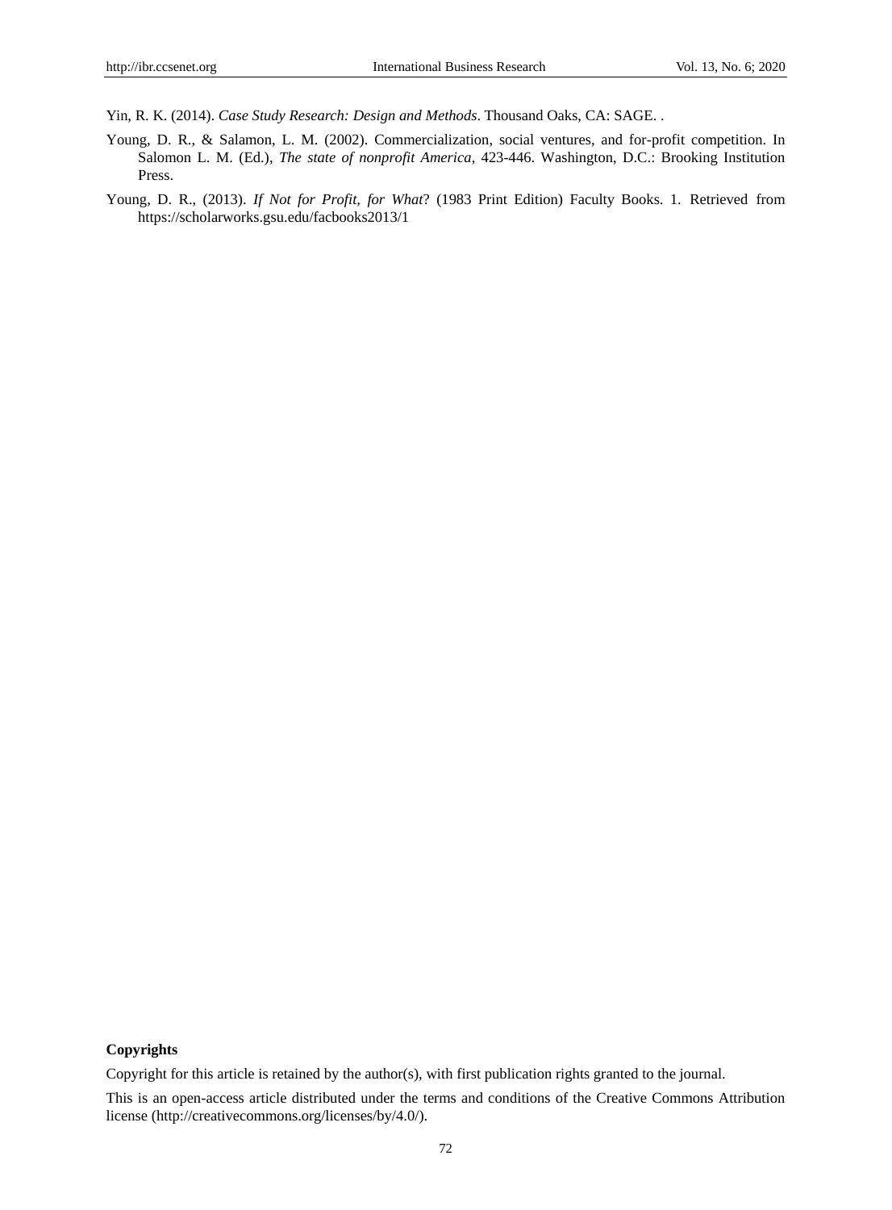Yin, R. K. (2014). *Case Study Research: Design and Methods*. Thousand Oaks, CA: SAGE. .

Young, D. R., & Salamon, L. M. (2002). Commercialization, social ventures, and for-profit competition. In Salomon L. M. (Ed.), *The state of nonprofit America*, 423-446. Washington, D.C.: Brooking Institution Press.

Young, D. R., (2013). *If Not for Profit, for What*? (1983 Print Edition) Faculty Books. 1. Retrieved from https://scholarworks.gsu.edu/facbooks2013/1

**Copyrights**

Copyright for this article is retained by the author(s), with first publication rights granted to the journal.

This is an open-access article distributed under the terms and conditions of the Creative Commons Attribution license (http://creativecommons.org/licenses/by/4.0/).